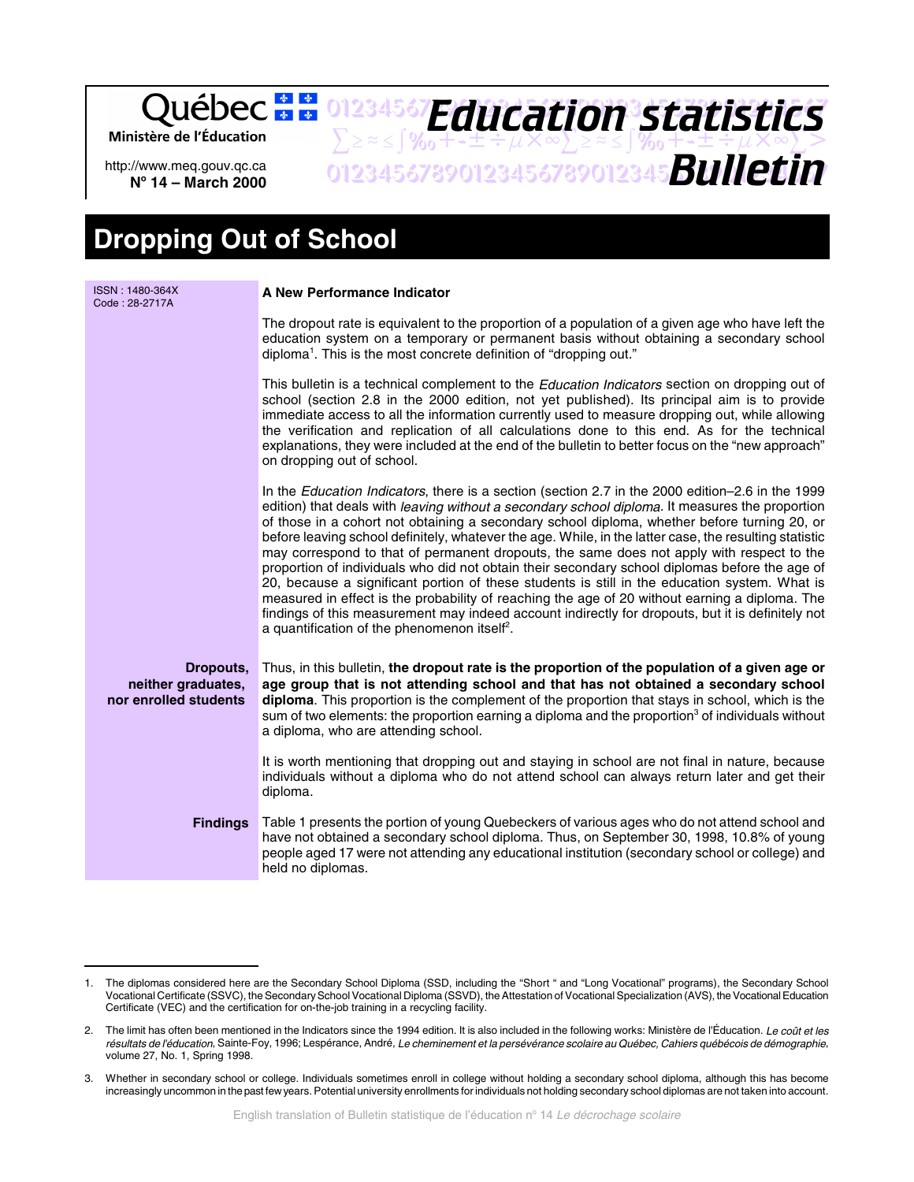Québec Ministère de l'Éducation

http://www.meq.gouv.qc.ca
**N° 14 – March 2000**

# Education statistics Bulletin

# Dropping Out of School

ISSN : 1480-364X
Code : 28-2717A

### A New Performance Indicator

The dropout rate is equivalent to the proportion of a population of a given age who have left the education system on a temporary or permanent basis without obtaining a secondary school diploma[1]. This is the most concrete definition of "dropping out."

This bulletin is a technical complement to the *Education Indicators* section on dropping out of school (section 2.8 in the 2000 edition, not yet published). Its principal aim is to provide immediate access to all the information currently used to measure dropping out, while allowing the verification and replication of all calculations done to this end. As for the technical explanations, they were included at the end of the bulletin to better focus on the "new approach" on dropping out of school.

In the *Education Indicators*, there is a section (section 2.7 in the 2000 edition–2.6 in the 1999 edition) that deals with *leaving without a secondary school diploma.* It measures the proportion of those in a cohort not obtaining a secondary school diploma, whether before turning 20, or before leaving school definitely, whatever the age. While, in the latter case, the resulting statistic may correspond to that of permanent dropouts, the same does not apply with respect to the proportion of individuals who did not obtain their secondary school diplomas before the age of 20, because a significant portion of these students is still in the education system. What is measured in effect is the probability of reaching the age of 20 without earning a diploma. The findings of this measurement may indeed account indirectly for dropouts, but it is definitely not a quantification of the phenomenon itself[2].

### Dropouts, neither graduates, nor enrolled students

Thus, in this bulletin, **the dropout rate is the proportion of the population of a given age or age group that is not attending school and that has not obtained a secondary school diploma**. This proportion is the complement of the proportion that stays in school, which is the sum of two elements: the proportion earning a diploma and the proportion[3] of individuals without a diploma, who are attending school.

It is worth mentioning that dropping out and staying in school are not final in nature, because individuals without a diploma who do not attend school can always return later and get their diploma.

### Findings

Table 1 presents the portion of young Quebeckers of various ages who do not attend school and have not obtained a secondary school diploma. Thus, on September 30, 1998, 10.8% of young people aged 17 were not attending any educational institution (secondary school or college) and held no diplomas.

---

1. The diplomas considered here are the Secondary School Diploma (SSD, including the "Short " and "Long Vocational" programs), the Secondary School Vocational Certificate (SSVC), the Secondary School Vocational Diploma (SSVD), the Attestation of Vocational Specialization (AVS), the Vocational Education Certificate (VEC) and the certification for on-the-job training in a recycling facility.

2. The limit has often been mentioned in the Indicators since the 1994 edition. It is also included in the following works: Ministère de l'Éducation. *Le coût et les résultats de l'éducation*, Sainte-Foy, 1996; Lespérance, André, *Le cheminement et la persévérance scolaire au Québec, Cahiers québécois de démographie*, volume 27, No. 1, Spring 1998.

3. Whether in secondary school or college. Individuals sometimes enroll in college without holding a secondary school diploma, although this has become increasingly uncommon in the past few years. Potential university enrollments for individuals not holding secondary school diplomas are not taken into account.

English translation of Bulletin statistique de l'éducation n° 14 *Le décrochage scolaire*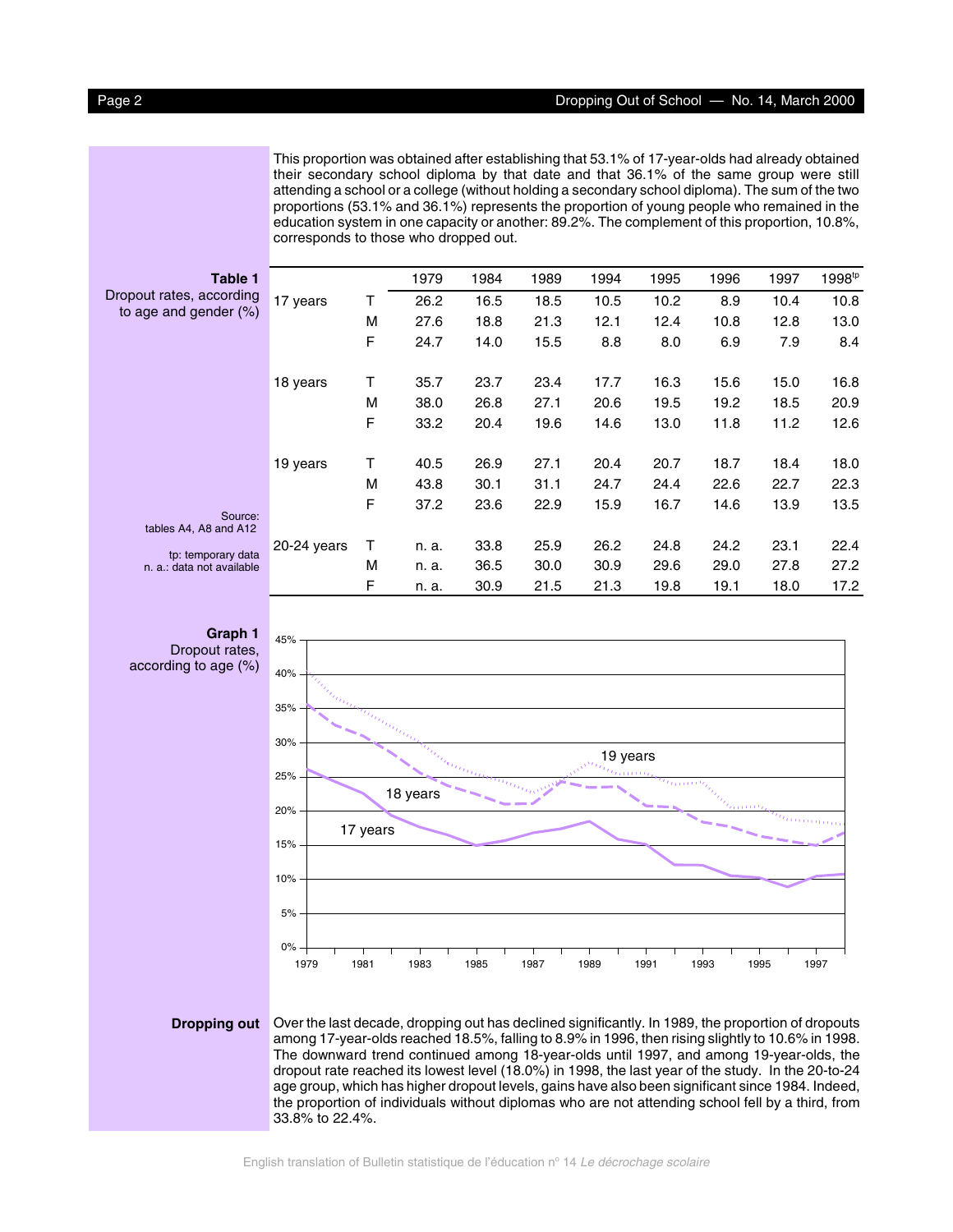This proportion was obtained after establishing that 53.1% of 17-year-olds had already obtained their secondary school diploma by that date and that 36.1% of the same group were still attending a school or a college (without holding a secondary school diploma). The sum of the two proportions (53.1% and 36.1%) represents the proportion of young people who remained in the education system in one capacity or another: 89.2%. The complement of this proportion, 10.8%, corresponds to those who dropped out.

**Table 1**
Dropout rates, according to age and gender (%)

| | | 1979 | 1984 | 1989 | 1994 | 1995 | 1996 | 1997 | 1998tp |
|---|---|---|---|---|---|---|---|---|---|
| 17 years | T | 26.2 | 16.5 | 18.5 | 10.5 | 10.2 | 8.9 | 10.4 | 10.8 |
| | M | 27.6 | 18.8 | 21.3 | 12.1 | 12.4 | 10.8 | 12.8 | 13.0 |
| | F | 24.7 | 14.0 | 15.5 | 8.8 | 8.0 | 6.9 | 7.9 | 8.4 |
| 18 years | T | 35.7 | 23.7 | 23.4 | 17.7 | 16.3 | 15.6 | 15.0 | 16.8 |
| | M | 38.0 | 26.8 | 27.1 | 20.6 | 19.5 | 19.2 | 18.5 | 20.9 |
| | F | 33.2 | 20.4 | 19.6 | 14.6 | 13.0 | 11.8 | 11.2 | 12.6 |
| 19 years | T | 40.5 | 26.9 | 27.1 | 20.4 | 20.7 | 18.7 | 18.4 | 18.0 |
| | M | 43.8 | 30.1 | 31.1 | 24.7 | 24.4 | 22.6 | 22.7 | 22.3 |
| | F | 37.2 | 23.6 | 22.9 | 15.9 | 16.7 | 14.6 | 13.9 | 13.5 |
| 20-24 years | T | n. a. | 33.8 | 25.9 | 26.2 | 24.8 | 24.2 | 23.1 | 22.4 |
| | M | n. a. | 36.5 | 30.0 | 30.9 | 29.6 | 29.0 | 27.8 | 27.2 |
| | F | n. a. | 30.9 | 21.5 | 21.3 | 19.8 | 19.1 | 18.0 | 17.2 |

Source: tables A4, A8 and A12

tp: temporary data
n. a.: data not available

**Graph 1**
Dropout rates, according to age (%)

**Dropping out**

Over the last decade, dropping out has declined significantly. In 1989, the proportion of dropouts among 17-year-olds reached 18.5%, falling to 8.9% in 1996, then rising slightly to 10.6% in 1998. The downward trend continued among 18-year-olds until 1997, and among 19-year-olds, the dropout rate reached its lowest level (18.0%) in 1998, the last year of the study. In the 20-to-24 age group, which has higher dropout levels, gains have also been significant since 1984. Indeed, the proportion of individuals without diplomas who are not attending school fell by a third, from 33.8% to 22.4%.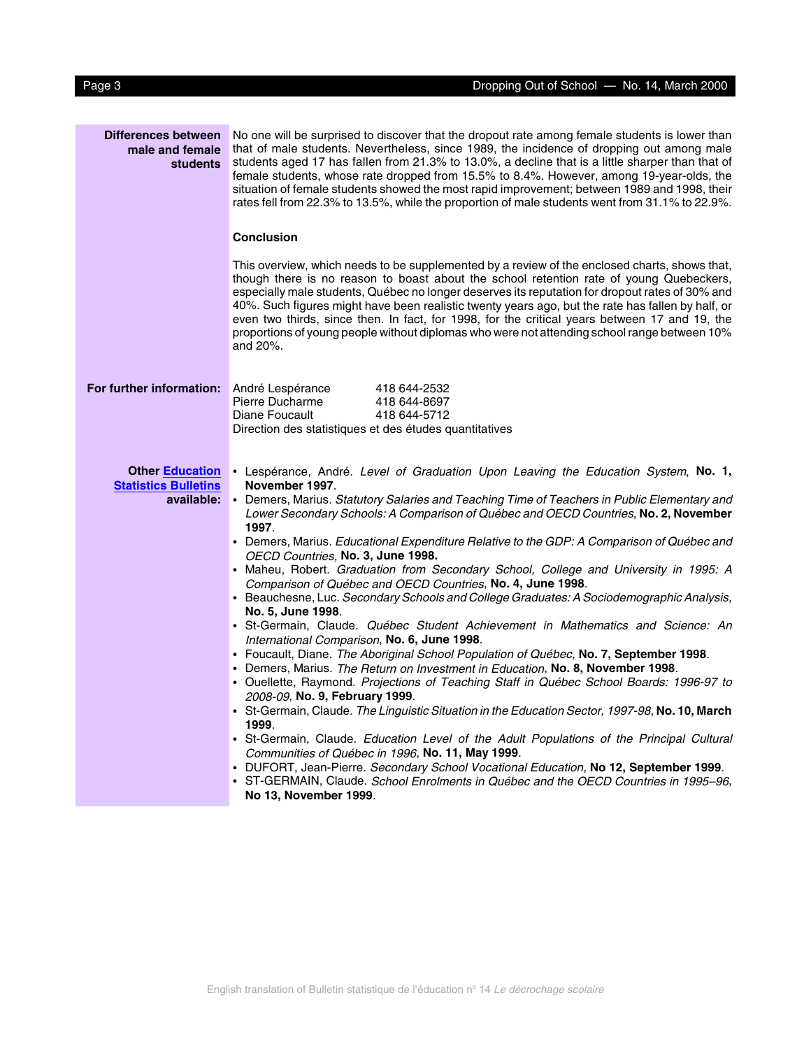### Differences between male and female students

No one will be surprised to discover that the dropout rate among female students is lower than that of male students. Nevertheless, since 1989, the incidence of dropping out among male students aged 17 has fallen from 21.3% to 13.0%, a decline that is a little sharper than that of female students, whose rate dropped from 15.5% to 8.4%. However, among 19-year-olds, the situation of female students showed the most rapid improvement; between 1989 and 1998, their rates fell from 22.3% to 13.5%, while the proportion of male students went from 31.1% to 22.9%.

### Conclusion

This overview, which needs to be supplemented by a review of the enclosed charts, shows that, though there is no reason to boast about the school retention rate of young Quebeckers, especially male students, Québec no longer deserves its reputation for dropout rates of 30% and 40%. Such figures might have been realistic twenty years ago, but the rate has fallen by half, or even two thirds, since then. In fact, for 1998, for the critical years between 17 and 19, the proportions of young people without diplomas who were not attending school range between 10% and 20%.

### For further information:

André Lespérance 418 644-2532
Pierre Ducharme 418 644-8697
Diane Foucault 418 644-5712
Direction des statistiques et des études quantitatives

### Other Education Statistics Bulletins available:

- Lespérance, André. *Level of Graduation Upon Leaving the Education System*, **No. 1, November 1997**.
- Demers, Marius. *Statutory Salaries and Teaching Time of Teachers in Public Elementary and Lower Secondary Schools: A Comparison of Québec and OECD Countries*, **No. 2, November 1997**.
- Demers, Marius. *Educational Expenditure Relative to the GDP: A Comparison of Québec and OECD Countries,* **No. 3, June 1998.**
- Maheu, Robert. *Graduation from Secondary School, College and University in 1995: A Comparison of Québec and OECD Countries*, **No. 4, June 1998**.
- Beauchesne, Luc. *Secondary Schools and College Graduates: A Sociodemographic Analysis,* **No. 5, June 1998**.
- St-Germain, Claude. *Québec Student Achievement in Mathematics and Science: An International Comparison*, **No. 6, June 1998**.
- Foucault, Diane. *The Aboriginal School Population of Québec*, **No. 7, September 1998**.
- Demers, Marius. *The Return on Investment in Education*, **No. 8, November 1998**.
- Ouellette, Raymond. *Projections of Teaching Staff in Québec School Boards: 1996-97 to 2008-09*, **No. 9, February 1999**.
- St-Germain, Claude. *The Linguistic Situation in the Education Sector, 1997-98*, **No. 10, March 1999**.
- St-Germain, Claude. *Education Level of the Adult Populations of the Principal Cultural Communities of Québec in 1996*, **No. 11, May 1999**.
- DUFORT, Jean-Pierre. *Secondary School Vocational Education,* **No 12, September 1999**.
- ST-GERMAIN, Claude. *School Enrolments in Québec and the OECD Countries in 1995–96*, **No 13, November 1999**.

English translation of Bulletin statistique de l'éducation n° 14 *Le décrochage scolaire*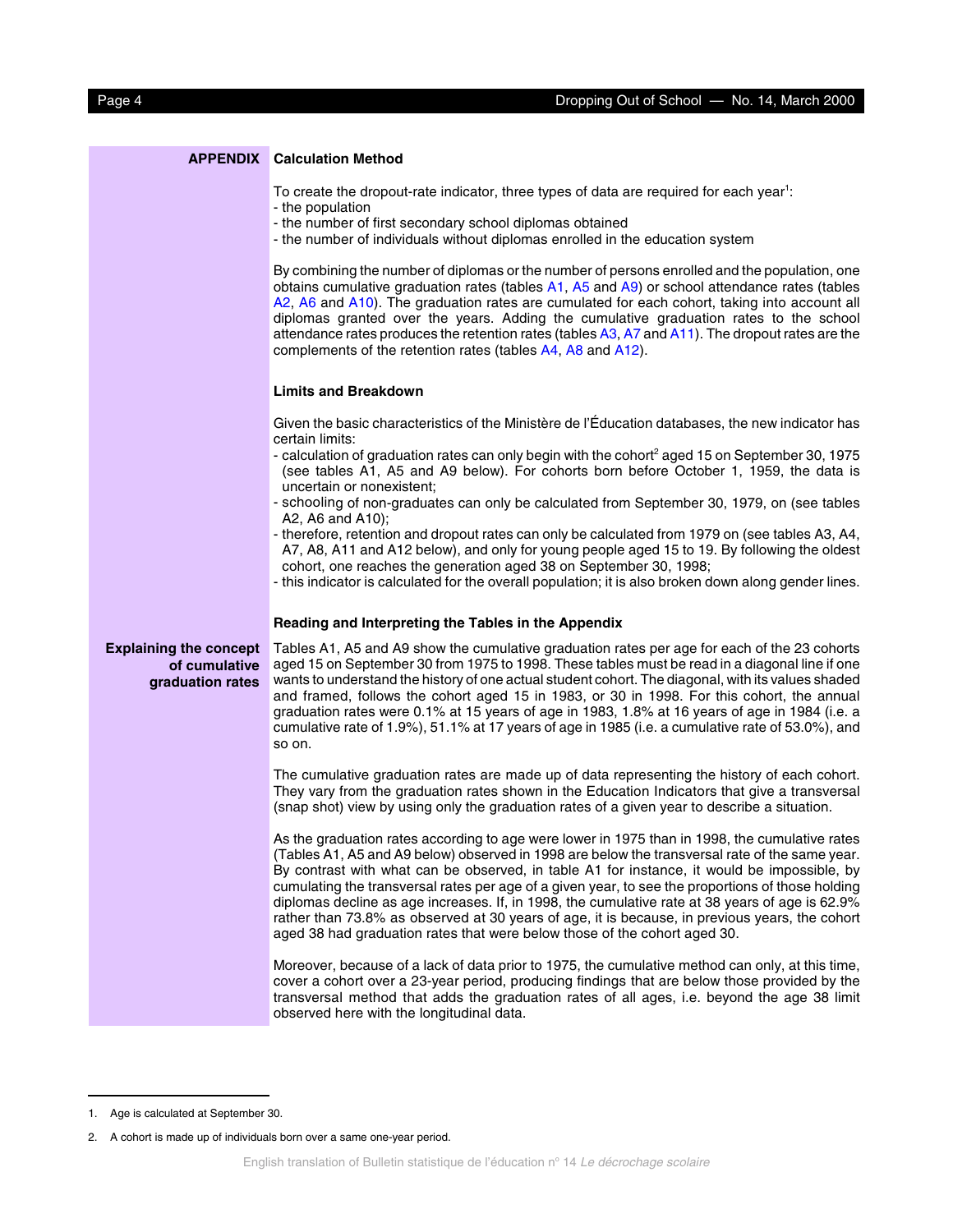## APPENDIX

### Calculation Method

To create the dropout-rate indicator, three types of data are required for each year[1]:
- the population
- the number of first secondary school diplomas obtained
- the number of individuals without diplomas enrolled in the education system

By combining the number of diplomas or the number of persons enrolled and the population, one obtains cumulative graduation rates (tables A1, A5 and A9) or school attendance rates (tables A2, A6 and A10). The graduation rates are cumulated for each cohort, taking into account all diplomas granted over the years. Adding the cumulative graduation rates to the school attendance rates produces the retention rates (tables A3, A7 and A11). The dropout rates are the complements of the retention rates (tables A4, A8 and A12).

### Limits and Breakdown

Given the basic characteristics of the Ministère de l'Éducation databases, the new indicator has certain limits:
- calculation of graduation rates can only begin with the cohort[2] aged 15 on September 30, 1975 (see tables A1, A5 and A9 below). For cohorts born before October 1, 1959, the data is uncertain or nonexistent;
- schooling of non-graduates can only be calculated from September 30, 1979, on (see tables A2, A6 and A10);
- therefore, retention and dropout rates can only be calculated from 1979 on (see tables A3, A4, A7, A8, A11 and A12 below), and only for young people aged 15 to 19. By following the oldest cohort, one reaches the generation aged 38 on September 30, 1998;
- this indicator is calculated for the overall population; it is also broken down along gender lines.

### Reading and Interpreting the Tables in the Appendix

**Explaining the concept of cumulative graduation rates**

Tables A1, A5 and A9 show the cumulative graduation rates per age for each of the 23 cohorts aged 15 on September 30 from 1975 to 1998. These tables must be read in a diagonal line if one wants to understand the history of one actual student cohort. The diagonal, with its values shaded and framed, follows the cohort aged 15 in 1983, or 30 in 1998. For this cohort, the annual graduation rates were 0.1% at 15 years of age in 1983, 1.8% at 16 years of age in 1984 (i.e. a cumulative rate of 1.9%), 51.1% at 17 years of age in 1985 (i.e. a cumulative rate of 53.0%), and so on.

The cumulative graduation rates are made up of data representing the history of each cohort. They vary from the graduation rates shown in the Education Indicators that give a transversal (snap shot) view by using only the graduation rates of a given year to describe a situation.

As the graduation rates according to age were lower in 1975 than in 1998, the cumulative rates (Tables A1, A5 and A9 below) observed in 1998 are below the transversal rate of the same year. By contrast with what can be observed, in table A1 for instance, it would be impossible, by cumulating the transversal rates per age of a given year, to see the proportions of those holding diplomas decline as age increases. If, in 1998, the cumulative rate at 38 years of age is 62.9% rather than 73.8% as observed at 30 years of age, it is because, in previous years, the cohort aged 38 had graduation rates that were below those of the cohort aged 30.

Moreover, because of a lack of data prior to 1975, the cumulative method can only, at this time, cover a cohort over a 23-year period, producing findings that are below those provided by the transversal method that adds the graduation rates of all ages, i.e. beyond the age 38 limit observed here with the longitudinal data.

---

1. Age is calculated at September 30.

2. A cohort is made up of individuals born over a same one-year period.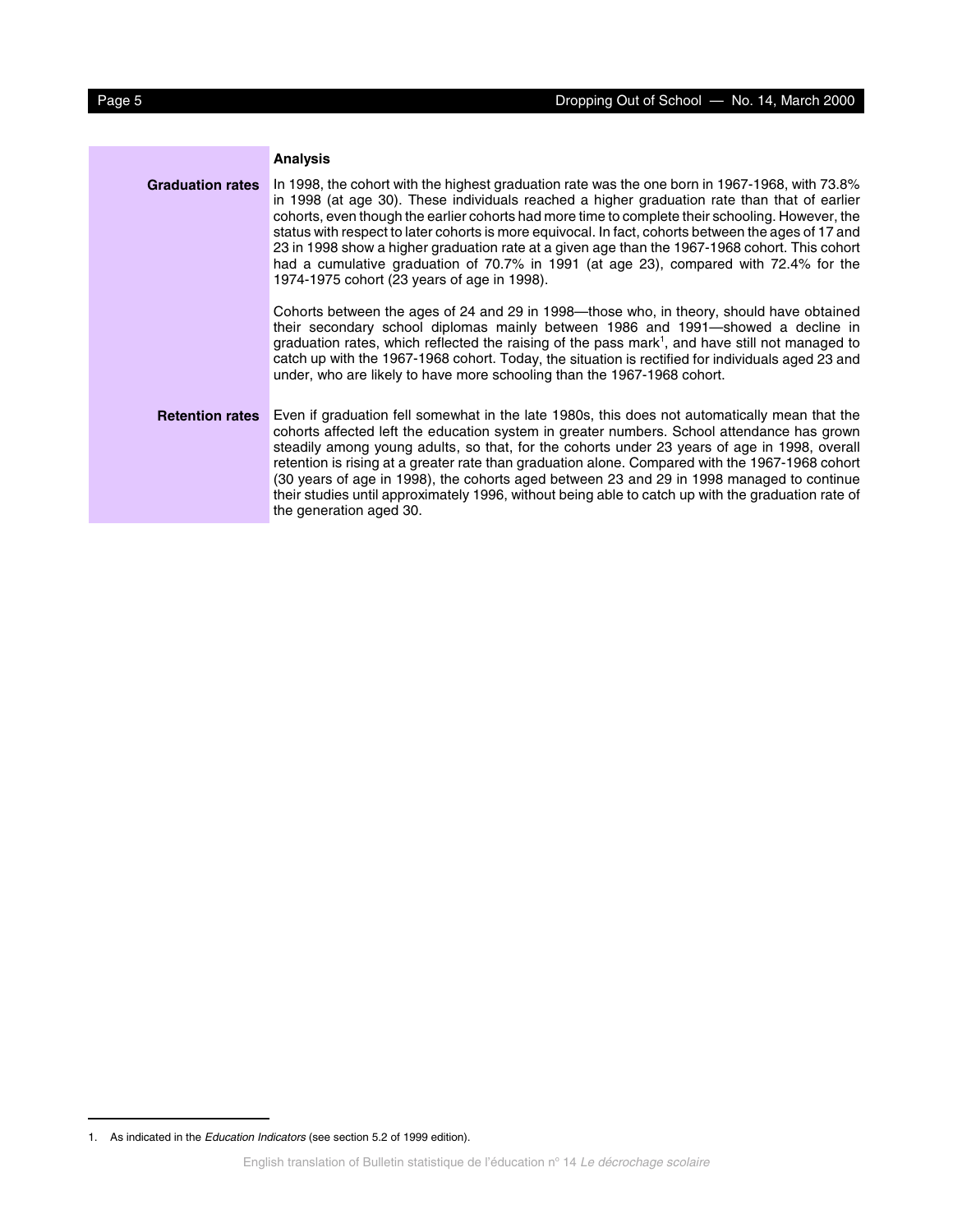## Analysis

**Graduation rates**

In 1998, the cohort with the highest graduation rate was the one born in 1967-1968, with 73.8% in 1998 (at age 30). These individuals reached a higher graduation rate than that of earlier cohorts, even though the earlier cohorts had more time to complete their schooling. However, the status with respect to later cohorts is more equivocal. In fact, cohorts between the ages of 17 and 23 in 1998 show a higher graduation rate at a given age than the 1967-1968 cohort. This cohort had a cumulative graduation of 70.7% in 1991 (at age 23), compared with 72.4% for the 1974-1975 cohort (23 years of age in 1998).

Cohorts between the ages of 24 and 29 in 1998—those who, in theory, should have obtained their secondary school diplomas mainly between 1986 and 1991—showed a decline in graduation rates, which reflected the raising of the pass mark[1], and have still not managed to catch up with the 1967-1968 cohort. Today, the situation is rectified for individuals aged 23 and under, who are likely to have more schooling than the 1967-1968 cohort.

**Retention rates**

Even if graduation fell somewhat in the late 1980s, this does not automatically mean that the cohorts affected left the education system in greater numbers. School attendance has grown steadily among young adults, so that, for the cohorts under 23 years of age in 1998, overall retention is rising at a greater rate than graduation alone. Compared with the 1967-1968 cohort (30 years of age in 1998), the cohorts aged between 23 and 29 in 1998 managed to continue their studies until approximately 1996, without being able to catch up with the graduation rate of the generation aged 30.

---

1. As indicated in the *Education Indicators* (see section 5.2 of 1999 edition).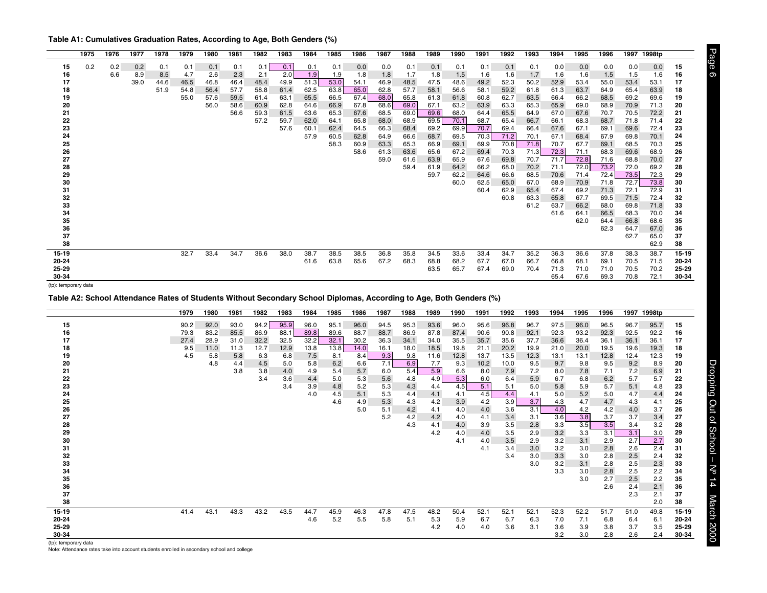**Table A1: Cumulatives Graduation Rates, According to Age, Both Genders (%)**

| | 1975 | 1976 | 1977 | 1978 | 1979 | 1980 | 1981 | 1982 | 1983 | 1984 | 1985 | 1986 | 1987 | 1988 | 1989 | 1990 | 1991 | 1992 | 1993 | 1994 | 1995 | 1996 | 1997 | 1998tp | |
|---|---|---|---|---|---|---|---|---|---|---|---|---|---|---|---|---|---|---|---|---|---|---|---|---|---|
| 15 | 0.2 | 0.2 | 0.2 | 0.1 | 0.1 | 0.1 | 0.1 | 0.1 | 0.1 | 0.1 | 0.1 | 0.0 | 0.0 | 0.1 | 0.1 | 0.1 | 0.1 | 0.1 | 0.1 | 0.0 | 0.0 | 0.0 | 0.0 | 0.0 | 15 |
| 16 | | 6.6 | 8.9 | 8.5 | 4.7 | 2.6 | 2.3 | 2.1 | 2.0 | 1.9 | 1.9 | 1.8 | 1.8 | 1.7 | 1.8 | 1.5 | 1.6 | 1.6 | 1.7 | 1.6 | 1.6 | 1.5 | 1.5 | 1.6 | 16 |
| 17 | | | 39.0 | 44.6 | 46.5 | 46.8 | 46.4 | 48.4 | 49.9 | 51.3 | 53.0 | 54.1 | 46.9 | 48.5 | 47.5 | 48.6 | 49.2 | 52.3 | 50.2 | 52.9 | 53.4 | 55.0 | 53.4 | 53.1 | 17 |
| 18 | | | | 51.9 | 54.8 | 56.4 | 57.7 | 58.8 | 61.4 | 62.5 | 63.8 | 65.0 | 62.8 | 57.7 | 58.1 | 56.6 | 58.1 | 59.2 | 61.8 | 61.3 | 63.7 | 64.9 | 65.4 | 63.9 | 18 |
| 19 | | | | | 55.0 | 57.6 | 59.5 | 61.4 | 63.1 | 65.5 | 66.5 | 67.4 | 68.0 | 65.8 | 61.3 | 61.8 | 60.8 | 62.7 | 63.5 | 66.4 | 66.2 | 68.5 | 69.2 | 69.6 | 19 |
| 20 | | | | | | 56.0 | 58.6 | 60.9 | 62.8 | 64.6 | 66.9 | 67.8 | 68.6 | 69.0 | 67.1 | 63.2 | 63.9 | 63.3 | 65.3 | 65.9 | 69.0 | 68.9 | 70.9 | 71.3 | 20 |
| 21 | | | | | | | 56.6 | 59.3 | 61.5 | 63.6 | 65.3 | 67.6 | 68.5 | 69.0 | 69.6 | 68.0 | 64.4 | 65.5 | 64.9 | 67.0 | 67.6 | 70.7 | 70.5 | 72.2 | 21 |
| 22 | | | | | | | | 57.2 | 59.7 | 62.0 | 64.1 | 65.8 | 68.0 | 68.9 | 69.5 | 70.1 | 68.7 | 65.4 | 66.7 | 66.1 | 68.3 | 68.7 | 71.8 | 71.4 | 22 |
| 23 | | | | | | | | | 57.6 | 60.1 | 62.4 | 64.5 | 66.3 | 68.4 | 69.2 | 69.9 | 70.7 | 69.4 | 66.4 | 67.6 | 67.1 | 69.1 | 69.6 | 72.4 | 23 |
| 24 | | | | | | | | | | 57.9 | 60.5 | 62.8 | 64.9 | 66.6 | 68.7 | 69.5 | 70.3 | 71.2 | 70.1 | 67.1 | 68.4 | 67.9 | 69.8 | 70.1 | 24 |
| 25 | | | | | | | | | | | 58.3 | 60.9 | 63.3 | 65.3 | 66.9 | 69.1 | 69.9 | 70.8 | 71.8 | 70.7 | 67.7 | 69.1 | 68.5 | 70.3 | 25 |
| 26 | | | | | | | | | | | | 58.6 | 61.3 | 63.6 | 65.6 | 67.2 | 69.4 | 70.3 | 71.3 | 72.3 | 71.1 | 68.3 | 69.6 | 68.9 | 26 |
| 27 | | | | | | | | | | | | | 59.0 | 61.6 | 63.9 | 65.9 | 67.6 | 69.8 | 70.7 | 71.7 | 72.8 | 71.6 | 68.8 | 70.0 | 27 |
| 28 | | | | | | | | | | | | | | 59.4 | 61.9 | 64.2 | 66.2 | 68.0 | 70.2 | 71.1 | 72.0 | 73.2 | 72.0 | 69.2 | 28 |
| 29 | | | | | | | | | | | | | | | 59.7 | 62.2 | 64.6 | 66.6 | 68.5 | 70.6 | 71.4 | 72.4 | 73.5 | 72.3 | 29 |
| 30 | | | | | | | | | | | | | | | | 60.0 | 62.5 | 65.0 | 67.0 | 68.9 | 70.9 | 71.8 | 72.7 | 73.8 | 30 |
| 31 | | | | | | | | | | | | | | | | | 60.4 | 62.9 | 65.4 | 67.4 | 69.2 | 71.3 | 72.1 | 72.9 | 31 |
| 32 | | | | | | | | | | | | | | | | | | 60.8 | 63.3 | 65.8 | 67.7 | 69.5 | 71.5 | 72.4 | 32 |
| 33 | | | | | | | | | | | | | | | | | | | 61.2 | 63.7 | 66.2 | 68.0 | 69.8 | 71.8 | 33 |
| 34 | | | | | | | | | | | | | | | | | | | | 61.6 | 64.1 | 66.5 | 68.3 | 70.0 | 34 |
| 35 | | | | | | | | | | | | | | | | | | | | | 62.0 | 64.4 | 66.8 | 68.6 | 35 |
| 36 | | | | | | | | | | | | | | | | | | | | | | 62.3 | 64.7 | 67.0 | 36 |
| 37 | | | | | | | | | | | | | | | | | | | | | | | 62.7 | 65.0 | 37 |
| 38 | | | | | | | | | | | | | | | | | | | | | | | | 62.9 | 38 |
| 15-19 | | | | | 32.7 | 33.4 | 34.7 | 36.6 | 38.0 | 38.7 | 38.5 | 38.5 | 36.8 | 35.8 | 34.5 | 33.6 | 33.4 | 34.7 | 35.2 | 36.3 | 36.6 | 37.8 | 38.3 | 38.7 | 15-19 |
| 20-24 | | | | | | | | | | 61.6 | 63.8 | 65.6 | 67.2 | 68.3 | 68.8 | 68.2 | 67.7 | 67.0 | 66.7 | 66.8 | 68.1 | 69.1 | 70.5 | 71.5 | 20-24 |
| 25-29 | | | | | | | | | | | | | | | 63.5 | 65.7 | 67.4 | 69.0 | 70.4 | 71.3 | 71.0 | 71.0 | 70.5 | 70.2 | 25-29 |
| 30-34 | | | | | | | | | | | | | | | | | | | | 65.4 | 67.6 | 69.3 | 70.8 | 72.1 | 30-34 |

(tp): temporary data

**Table A2: School Attendance Rates of Students Without Secondary School Diplomas, According to Age, Both Genders (%)**

| | 1979 | 1980 | 1981 | 1982 | 1983 | 1984 | 1985 | 1986 | 1987 | 1988 | 1989 | 1990 | 1991 | 1992 | 1993 | 1994 | 1995 | 1996 | 1997 | 1998tp | |
|---|---|---|---|---|---|---|---|---|---|---|---|---|---|---|---|---|---|---|---|---|---|
| 15 | 90.2 | 92.0 | 93.0 | 94.2 | 95.9 | 96.0 | 95.1 | 96.0 | 94.5 | 95.3 | 93.6 | 96.0 | 95.6 | 96.8 | 96.7 | 97.5 | 96.0 | 96.5 | 96.7 | 95.7 | 15 |
| 16 | 79.3 | 83.2 | 85.5 | 86.9 | 88.1 | 89.8 | 89.6 | 88.7 | 88.7 | 86.9 | 87.8 | 87.4 | 90.6 | 90.8 | 92.1 | 92.3 | 93.2 | 92.3 | 92.5 | 92.2 | 16 |
| 17 | 27.4 | 28.9 | 31.0 | 32.2 | 32.5 | 32.2 | 32.1 | 30.2 | 36.3 | 34.1 | 34.0 | 35.5 | 35.7 | 35.6 | 37.7 | 36.6 | 36.4 | 36.1 | 36.1 | 36.1 | 17 |
| 18 | 9.5 | 11.0 | 11.3 | 12.7 | 12.9 | 13.8 | 13.8 | 14.0 | 16.1 | 18.0 | 18.5 | 19.8 | 21.1 | 20.2 | 19.9 | 21.0 | 20.0 | 19.5 | 19.6 | 19.3 | 18 |
| 19 | 4.5 | 5.8 | 5.8 | 6.3 | 6.8 | 7.5 | 8.1 | 8.4 | 9.3 | 9.8 | 11.6 | 12.8 | 13.7 | 13.5 | 12.3 | 13.1 | 13.1 | 12.8 | 12.4 | 12.3 | 19 |
| 20 | | 4.8 | 4.4 | 4.5 | 5.0 | 5.8 | 6.2 | 6.6 | 7.1 | 6.9 | 7.7 | 9.3 | 10.2 | 10.0 | 9.5 | 9.7 | 9.8 | 9.5 | 9.2 | 8.9 | 20 |
| 21 | | | 3.8 | 3.8 | 4.0 | 4.9 | 5.4 | 5.7 | 6.0 | 5.4 | 5.9 | 6.6 | 8.0 | 7.9 | 7.2 | 8.0 | 7.8 | 7.1 | 7.2 | 6.9 | 21 |
| 22 | | | | 3.4 | 3.6 | 4.4 | 5.0 | 5.3 | 5.6 | 4.8 | 4.9 | 5.3 | 6.0 | 6.4 | 5.9 | 6.7 | 6.8 | 6.2 | 5.7 | 5.7 | 22 |
| 23 | | | | | 3.4 | 3.9 | 4.8 | 5.2 | 5.3 | 4.3 | 4.4 | 4.5 | 5.1 | 5.1 | 5.0 | 5.8 | 5.9 | 5.7 | 5.1 | 4.8 | 23 |
| 24 | | | | | | 4.0 | 4.5 | 5.1 | 5.3 | 4.4 | 4.1 | 4.1 | 4.5 | 4.4 | 4.1 | 5.0 | 5.2 | 5.0 | 4.7 | 4.4 | 24 |
| 25 | | | | | | | 4.6 | 4.9 | 5.3 | 4.3 | 4.2 | 3.9 | 4.2 | 3.9 | 3.7 | 4.3 | 4.7 | 4.7 | 4.3 | 4.1 | 25 |
| 26 | | | | | | | | 5.0 | 5.1 | 4.2 | 4.1 | 4.0 | 4.0 | 3.6 | 3.1 | 4.0 | 4.2 | 4.2 | 4.0 | 3.7 | 26 |
| 27 | | | | | | | | | 5.2 | 4.2 | 4.2 | 4.0 | 4.1 | 3.4 | 3.1 | 3.6 | 3.8 | 3.7 | 3.7 | 3.4 | 27 |
| 28 | | | | | | | | | | 4.3 | 4.1 | 4.0 | 3.9 | 3.5 | 2.8 | 3.3 | 3.5 | 3.5 | 3.4 | 3.2 | 28 |
| 29 | | | | | | | | | | | 4.2 | 4.0 | 4.0 | 3.5 | 2.9 | 3.2 | 3.3 | 3.1 | 3.1 | 3.0 | 29 |
| 30 | | | | | | | | | | | | 4.1 | 4.0 | 3.5 | 2.9 | 3.2 | 3.1 | 2.9 | 2.7 | 2.7 | 30 |
| 31 | | | | | | | | | | | | | 4.1 | 3.4 | 3.0 | 3.2 | 3.0 | 2.8 | 2.6 | 2.4 | 31 |
| 32 | | | | | | | | | | | | | | 3.4 | 3.0 | 3.3 | 3.0 | 2.8 | 2.5 | 2.4 | 32 |
| 33 | | | | | | | | | | | | | | | 3.0 | 3.2 | 3.1 | 2.8 | 2.5 | 2.3 | 33 |
| 34 | | | | | | | | | | | | | | | | 3.3 | 3.0 | 2.8 | 2.5 | 2.2 | 34 |
| 35 | | | | | | | | | | | | | | | | | 3.0 | 2.7 | 2.5 | 2.2 | 35 |
| 36 | | | | | | | | | | | | | | | | | | 2.6 | 2.4 | 2.1 | 36 |
| 37 | | | | | | | | | | | | | | | | | | | 2.3 | 2.1 | 37 |
| 38 | | | | | | | | | | | | | | | | | | | | 2.0 | 38 |
| 15-19 | 41.4 | 43.1 | 43.3 | 43.2 | 43.5 | 44.7 | 45.9 | 46.3 | 47.8 | 47.5 | 48.2 | 50.4 | 52.1 | 52.1 | 52.1 | 52.3 | 52.2 | 51.7 | 51.0 | 49.8 | 15-19 |
| 20-24 | | | | | | 4.6 | 5.2 | 5.5 | 5.8 | 5.1 | 5.3 | 5.9 | 6.7 | 6.7 | 6.3 | 7.0 | 7.1 | 6.8 | 6.4 | 6.1 | 20-24 |
| 25-29 | | | | | | | | | | | 4.2 | 4.0 | 4.0 | 3.6 | 3.1 | 3.6 | 3.9 | 3.8 | 3.7 | 3.5 | 25-29 |
| 30-34 | | | | | | | | | | | | | | | | 3.2 | 3.0 | 2.8 | 2.6 | 2.4 | 30-34 |

(tp): temporary data

Note: Attendance rates take into account students enrolled in secondary school and college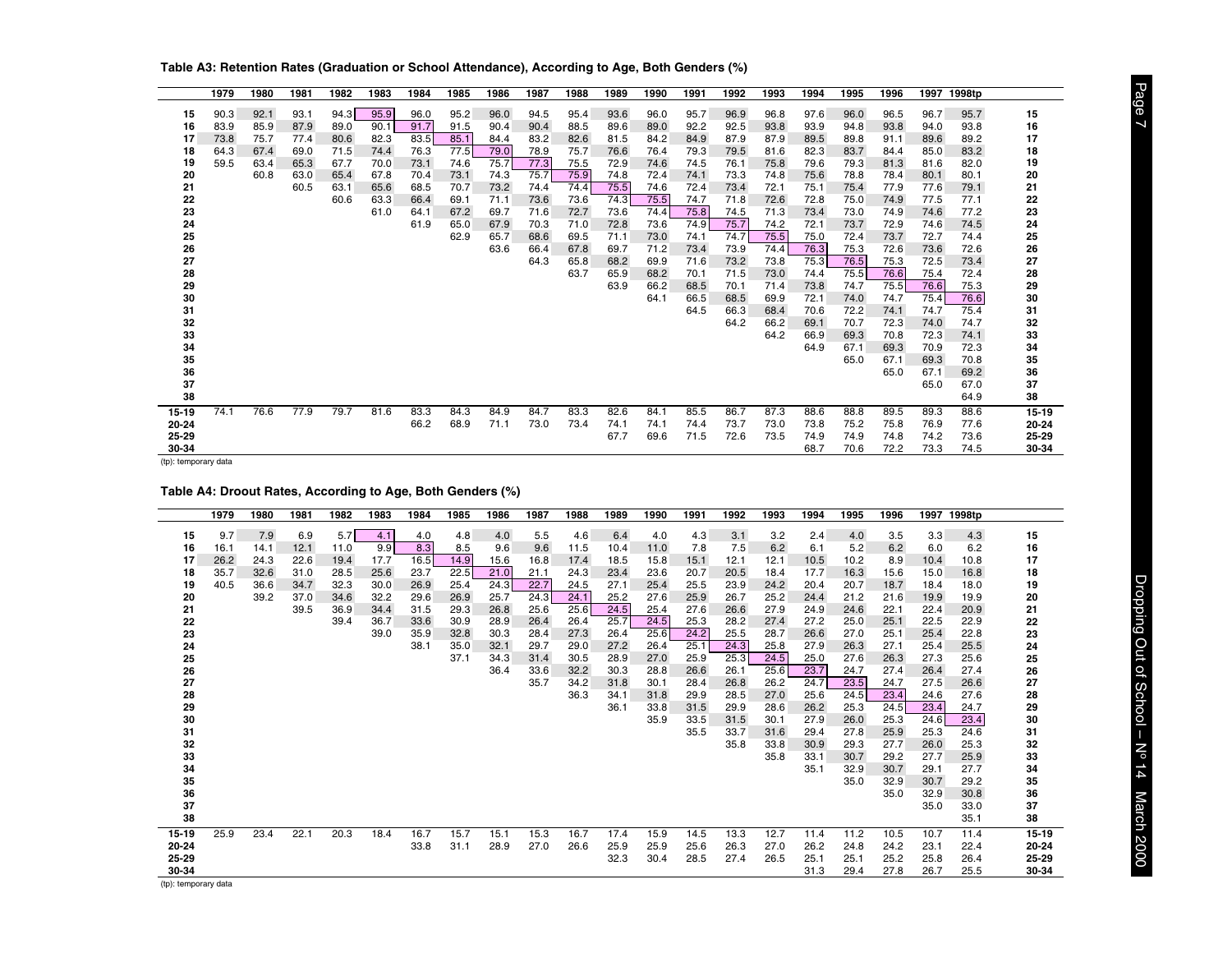**Table A3: Retention Rates (Graduation or School Attendance), According to Age, Both Genders (%)**

| | 1979 | 1980 | 1981 | 1982 | 1983 | 1984 | 1985 | 1986 | 1987 | 1988 | 1989 | 1990 | 1991 | 1992 | 1993 | 1994 | 1995 | 1996 | 1997 | 1998tp | |
|---|---|---|---|---|---|---|---|---|---|---|---|---|---|---|---|---|---|---|---|---|---|
| 15 | 90.3 | 92.1 | 93.1 | 94.3 | 95.9 | 96.0 | 95.2 | 96.0 | 94.5 | 95.4 | 93.6 | 96.0 | 95.7 | 96.9 | 96.8 | 97.6 | 96.0 | 96.5 | 96.7 | 95.7 | 15 |
| 16 | 83.9 | 85.9 | 87.9 | 89.0 | 90.1 | 91.7 | 91.5 | 90.4 | 90.4 | 88.5 | 89.6 | 89.0 | 92.2 | 92.5 | 93.8 | 93.9 | 94.8 | 93.8 | 94.0 | 93.8 | 16 |
| 17 | 73.8 | 75.7 | 77.4 | 80.6 | 82.3 | 83.5 | 85.1 | 84.4 | 83.2 | 82.6 | 81.5 | 84.2 | 84.9 | 87.9 | 87.9 | 89.5 | 89.8 | 91.1 | 89.6 | 89.2 | 17 |
| 18 | 64.3 | 67.4 | 69.0 | 71.5 | 74.4 | 76.3 | 77.5 | 79.0 | 78.9 | 75.7 | 76.6 | 76.4 | 79.3 | 79.5 | 81.6 | 82.3 | 83.7 | 84.4 | 85.0 | 83.2 | 18 |
| 19 | 59.5 | 63.4 | 65.3 | 67.7 | 70.0 | 73.1 | 74.6 | 75.7 | 77.3 | 75.5 | 72.9 | 74.6 | 74.5 | 76.1 | 75.8 | 79.6 | 79.3 | 81.3 | 81.6 | 82.0 | 19 |
| 20 | | 60.8 | 63.0 | 65.4 | 67.8 | 70.4 | 73.1 | 74.3 | 75.7 | 75.9 | 74.8 | 72.4 | 74.1 | 73.3 | 74.8 | 75.6 | 78.8 | 78.4 | 80.1 | 80.1 | 20 |
| 21 | | | 60.5 | 63.1 | 65.6 | 68.5 | 70.7 | 73.2 | 74.4 | 74.4 | 75.5 | 74.6 | 72.4 | 73.4 | 72.1 | 75.1 | 75.4 | 77.9 | 77.6 | 79.1 | 21 |
| 22 | | | | 60.6 | 63.3 | 66.4 | 69.1 | 71.1 | 73.6 | 73.6 | 74.3 | 75.5 | 74.7 | 71.8 | 72.6 | 72.8 | 75.0 | 74.9 | 77.5 | 77.1 | 22 |
| 23 | | | | | 61.0 | 64.1 | 67.2 | 69.7 | 71.6 | 72.7 | 73.6 | 74.4 | 75.8 | 74.5 | 71.3 | 73.4 | 73.0 | 74.9 | 74.6 | 77.2 | 23 |
| 24 | | | | | | 61.9 | 65.0 | 67.9 | 70.3 | 71.0 | 72.8 | 73.6 | 74.9 | 75.7 | 74.2 | 72.1 | 73.7 | 72.9 | 74.6 | 74.5 | 24 |
| 25 | | | | | | | 62.9 | 65.7 | 68.6 | 69.5 | 71.1 | 73.0 | 74.1 | 74.7 | 75.5 | 75.0 | 72.4 | 73.7 | 72.7 | 74.4 | 25 |
| 26 | | | | | | | | 63.6 | 66.4 | 67.8 | 69.7 | 71.2 | 73.4 | 73.9 | 74.4 | 76.3 | 75.3 | 72.6 | 73.6 | 72.6 | 26 |
| 27 | | | | | | | | | 64.3 | 65.8 | 68.2 | 69.9 | 71.6 | 73.2 | 73.8 | 75.3 | 76.5 | 75.3 | 72.5 | 73.4 | 27 |
| 28 | | | | | | | | | | 63.7 | 65.9 | 68.2 | 70.1 | 71.5 | 73.0 | 74.4 | 75.5 | 76.6 | 75.4 | 72.4 | 28 |
| 29 | | | | | | | | | | | 63.9 | 66.2 | 68.5 | 70.1 | 71.4 | 73.8 | 74.7 | 75.5 | 76.6 | 75.3 | 29 |
| 30 | | | | | | | | | | | | 64.1 | 66.5 | 68.5 | 69.9 | 72.1 | 74.0 | 74.7 | 75.4 | 76.6 | 30 |
| 31 | | | | | | | | | | | | | 64.5 | 66.3 | 68.4 | 70.6 | 72.2 | 74.1 | 74.7 | 75.4 | 31 |
| 32 | | | | | | | | | | | | | | 64.2 | 66.2 | 69.1 | 70.7 | 72.3 | 74.0 | 74.7 | 32 |
| 33 | | | | | | | | | | | | | | | 64.2 | 66.9 | 69.3 | 70.8 | 72.3 | 74.1 | 33 |
| 34 | | | | | | | | | | | | | | | | 64.9 | 67.1 | 69.3 | 70.9 | 72.3 | 34 |
| 35 | | | | | | | | | | | | | | | | | 65.0 | 67.1 | 69.3 | 70.8 | 35 |
| 36 | | | | | | | | | | | | | | | | | | 65.0 | 67.1 | 69.2 | 36 |
| 37 | | | | | | | | | | | | | | | | | | | 65.0 | 67.0 | 37 |
| 38 | | | | | | | | | | | | | | | | | | | | 64.9 | 38 |
| 15-19 | 74.1 | 76.6 | 77.9 | 79.7 | 81.6 | 83.3 | 84.3 | 84.9 | 84.7 | 83.3 | 82.6 | 84.1 | 85.5 | 86.7 | 87.3 | 88.6 | 88.8 | 89.5 | 89.3 | 88.6 | 15-19 |
| 20-24 | | | | | | 66.2 | 68.9 | 71.1 | 73.0 | 73.4 | 74.1 | 74.1 | 74.4 | 73.7 | 73.0 | 73.8 | 75.2 | 75.8 | 76.9 | 77.6 | 20-24 |
| 25-29 | | | | | | | | | | | 67.7 | 69.6 | 71.5 | 72.6 | 73.5 | 74.9 | 74.9 | 74.8 | 74.2 | 73.6 | 25-29 |
| 30-34 | | | | | | | | | | | | | | | | 68.7 | 70.6 | 72.2 | 73.3 | 74.5 | 30-34 |

(tp): temporary data

**Table A4: Droout Rates, According to Age, Both Genders (%)**

| | 1979 | 1980 | 1981 | 1982 | 1983 | 1984 | 1985 | 1986 | 1987 | 1988 | 1989 | 1990 | 1991 | 1992 | 1993 | 1994 | 1995 | 1996 | 1997 | 1998tp | |
|---|---|---|---|---|---|---|---|---|---|---|---|---|---|---|---|---|---|---|---|---|---|
| 15 | 9.7 | 7.9 | 6.9 | 5.7 | 4.1 | 4.0 | 4.8 | 4.0 | 5.5 | 4.6 | 6.4 | 4.0 | 4.3 | 3.1 | 3.2 | 2.4 | 4.0 | 3.5 | 3.3 | 4.3 | 15 |
| 16 | 16.1 | 14.1 | 12.1 | 11.0 | 9.9 | 8.3 | 8.5 | 9.6 | 9.6 | 11.5 | 10.4 | 11.0 | 7.8 | 7.5 | 6.2 | 6.1 | 5.2 | 6.2 | 6.0 | 6.2 | 16 |
| 17 | 26.2 | 24.3 | 22.6 | 19.4 | 17.7 | 16.5 | 14.9 | 15.6 | 16.8 | 17.4 | 18.5 | 15.8 | 15.1 | 12.1 | 12.1 | 10.5 | 10.2 | 8.9 | 10.4 | 10.8 | 17 |
| 18 | 35.7 | 32.6 | 31.0 | 28.5 | 25.6 | 23.7 | 22.5 | 21.0 | 21.1 | 24.3 | 23.4 | 23.6 | 20.7 | 20.5 | 18.4 | 17.7 | 16.3 | 15.6 | 15.0 | 16.8 | 18 |
| 19 | 40.5 | 36.6 | 34.7 | 32.3 | 30.0 | 26.9 | 25.4 | 24.3 | 22.7 | 24.5 | 27.1 | 25.4 | 25.5 | 23.9 | 24.2 | 20.4 | 20.7 | 18.7 | 18.4 | 18.0 | 19 |
| 20 | | 39.2 | 37.0 | 34.6 | 32.2 | 29.6 | 26.9 | 25.7 | 24.3 | 24.1 | 25.2 | 27.6 | 25.9 | 26.7 | 25.2 | 24.4 | 21.2 | 21.6 | 19.9 | 19.9 | 20 |
| 21 | | | 39.5 | 36.9 | 34.4 | 31.5 | 29.3 | 26.8 | 25.6 | 25.6 | 24.5 | 25.4 | 27.6 | 26.6 | 27.9 | 24.9 | 24.6 | 22.1 | 22.4 | 20.9 | 21 |
| 22 | | | | 39.4 | 36.7 | 33.6 | 30.9 | 28.9 | 26.4 | 26.4 | 25.7 | 24.5 | 25.3 | 28.2 | 27.4 | 27.2 | 25.0 | 25.1 | 22.5 | 22.9 | 22 |
| 23 | | | | | 39.0 | 35.9 | 32.8 | 30.3 | 28.4 | 27.3 | 26.4 | 25.6 | 24.2 | 25.5 | 28.7 | 26.6 | 27.0 | 25.1 | 25.4 | 22.8 | 23 |
| 24 | | | | | | 38.1 | 35.0 | 32.1 | 29.7 | 29.0 | 27.2 | 26.4 | 25.1 | 24.3 | 25.8 | 27.9 | 26.3 | 27.1 | 25.4 | 25.5 | 24 |
| 25 | | | | | | | 37.1 | 34.3 | 31.4 | 30.5 | 28.9 | 27.0 | 25.9 | 25.3 | 24.5 | 25.0 | 27.6 | 26.3 | 27.3 | 25.6 | 25 |
| 26 | | | | | | | | 36.4 | 33.6 | 32.2 | 30.3 | 28.8 | 26.6 | 26.1 | 25.6 | 23.7 | 24.7 | 27.4 | 26.4 | 27.4 | 26 |
| 27 | | | | | | | | | 35.7 | 34.2 | 31.8 | 30.1 | 28.4 | 26.8 | 26.2 | 24.7 | 23.5 | 24.7 | 27.5 | 26.6 | 27 |
| 28 | | | | | | | | | | 36.3 | 34.1 | 31.8 | 29.9 | 28.5 | 27.0 | 25.6 | 24.5 | 23.4 | 24.6 | 27.6 | 28 |
| 29 | | | | | | | | | | | 36.1 | 33.8 | 31.5 | 29.9 | 28.6 | 26.2 | 25.3 | 24.5 | 23.4 | 24.7 | 29 |
| 30 | | | | | | | | | | | | 35.9 | 33.5 | 31.5 | 30.1 | 27.9 | 26.0 | 25.3 | 24.6 | 23.4 | 30 |
| 31 | | | | | | | | | | | | | 35.5 | 33.7 | 31.6 | 29.4 | 27.8 | 25.9 | 25.3 | 24.6 | 31 |
| 32 | | | | | | | | | | | | | | 35.8 | 33.8 | 30.9 | 29.3 | 27.7 | 26.0 | 25.3 | 32 |
| 33 | | | | | | | | | | | | | | | 35.8 | 33.1 | 30.7 | 29.2 | 27.7 | 25.9 | 33 |
| 34 | | | | | | | | | | | | | | | | 35.1 | 32.9 | 30.7 | 29.1 | 27.7 | 34 |
| 35 | | | | | | | | | | | | | | | | | 35.0 | 32.9 | 30.7 | 29.2 | 35 |
| 36 | | | | | | | | | | | | | | | | | | 35.0 | 32.9 | 30.8 | 36 |
| 37 | | | | | | | | | | | | | | | | | | | 35.0 | 33.0 | 37 |
| 38 | | | | | | | | | | | | | | | | | | | | 35.1 | 38 |
| 15-19 | 25.9 | 23.4 | 22.1 | 20.3 | 18.4 | 16.7 | 15.7 | 15.1 | 15.3 | 16.7 | 17.4 | 15.9 | 14.5 | 13.3 | 12.7 | 11.4 | 11.2 | 10.5 | 10.7 | 11.4 | 15-19 |
| 20-24 | | | | | | 33.8 | 31.1 | 28.9 | 27.0 | 26.6 | 25.9 | 25.9 | 25.6 | 26.3 | 27.0 | 26.2 | 24.8 | 24.2 | 23.1 | 22.4 | 20-24 |
| 25-29 | | | | | | | | | | | 32.3 | 30.4 | 28.5 | 27.4 | 26.5 | 25.1 | 25.1 | 25.2 | 25.8 | 26.4 | 25-29 |
| 30-34 | | | | | | | | | | | | | | | | 31.3 | 29.4 | 27.8 | 26.7 | 25.5 | 30-34 |

(tp): temporary data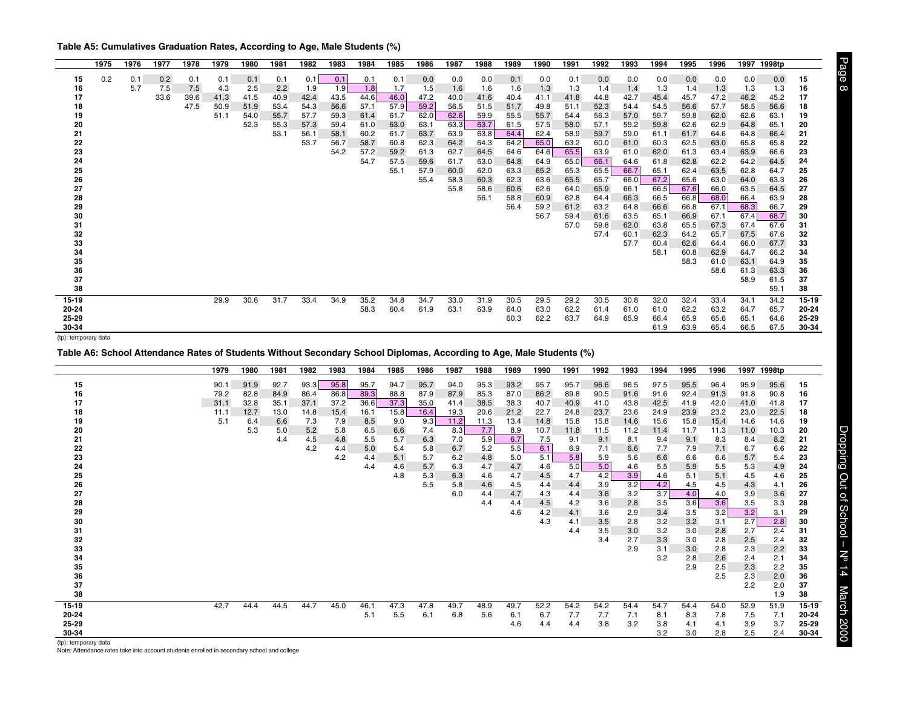**Table A5: Cumulatives Graduation Rates, According to Age, Male Students (%)**

| | 1975 | 1976 | 1977 | 1978 | 1979 | 1980 | 1981 | 1982 | 1983 | 1984 | 1985 | 1986 | 1987 | 1988 | 1989 | 1990 | 1991 | 1992 | 1993 | 1994 | 1995 | 1996 | 1997 | 1998tp | |
|---|---|---|---|---|---|---|---|---|---|---|---|---|---|---|---|---|---|---|---|---|---|---|---|---|---|
| 15 | 0.2 | 0.1 | 0.2 | 0.1 | 0.1 | 0.1 | 0.1 | 0.1 | 0.1 | 0.1 | 0.1 | 0.0 | 0.0 | 0.0 | 0.1 | 0.0 | 0.1 | 0.0 | 0.0 | 0.0 | 0.0 | 0.0 | 0.0 | 0.0 | 15 |
| 16 | | 5.7 | 7.5 | 7.5 | 4.3 | 2.5 | 2.2 | 1.9 | 1.9 | 1.8 | 1.7 | 1.5 | 1.6 | 1.6 | 1.6 | 1.3 | 1.3 | 1.4 | 1.4 | 1.3 | 1.4 | 1.3 | 1.3 | 1.3 | 16 |
| 17 | | | 33.6 | 39.6 | 41.3 | 41.5 | 40.9 | 42.4 | 43.5 | 44.6 | 46.0 | 47.2 | 40.0 | 41.6 | 40.4 | 41.1 | 41.8 | 44.8 | 42.7 | 45.4 | 45.7 | 47.2 | 46.2 | 45.2 | 17 |
| 18 | | | | 47.5 | 50.9 | 51.9 | 53.4 | 54.3 | 56.6 | 57.1 | 57.9 | 59.2 | 56.5 | 51.5 | 51.7 | 49.8 | 51.1 | 52.3 | 54.4 | 54.5 | 56.6 | 57.7 | 58.5 | 56.6 | 18 |
| 19 | | | | | 51.1 | 54.0 | 55.7 | 57.7 | 59.3 | 61.4 | 61.7 | 62.0 | 62.6 | 59.9 | 55.5 | 55.7 | 54.4 | 56.3 | 57.0 | 59.7 | 59.8 | 62.0 | 62.6 | 63.1 | 19 |
| 20 | | | | | | 52.3 | 55.3 | 57.3 | 59.4 | 61.0 | 63.0 | 63.1 | 63.3 | 63.7 | 61.5 | 57.5 | 58.0 | 57.1 | 59.2 | 59.8 | 62.6 | 62.9 | 64.8 | 65.1 | 20 |
| 21 | | | | | | | 53.1 | 56.1 | 58.1 | 60.2 | 61.7 | 63.7 | 63.9 | 63.8 | 64.4 | 62.4 | 58.9 | 59.7 | 59.0 | 61.1 | 61.7 | 64.6 | 64.8 | 66.4 | 21 |
| 22 | | | | | | | | 53.7 | 56.7 | 58.7 | 60.8 | 62.3 | 64.2 | 64.3 | 64.2 | 65.0 | 63.2 | 60.0 | 61.0 | 60.3 | 62.5 | 63.0 | 65.8 | 65.8 | 22 |
| 23 | | | | | | | | | 54.2 | 57.2 | 59.2 | 61.3 | 62.7 | 64.5 | 64.6 | 64.6 | 65.5 | 63.9 | 61.0 | 62.0 | 61.3 | 63.4 | 63.9 | 66.6 | 23 |
| 24 | | | | | | | | | | 54.7 | 57.5 | 59.6 | 61.7 | 63.0 | 64.8 | 64.9 | 65.0 | 66.1 | 64.6 | 61.8 | 62.8 | 62.2 | 64.2 | 64.5 | 24 |
| 25 | | | | | | | | | | | 55.1 | 57.9 | 60.0 | 62.0 | 63.3 | 65.2 | 65.3 | 65.5 | 66.7 | 65.1 | 62.4 | 63.5 | 62.8 | 64.7 | 25 |
| 26 | | | | | | | | | | | | 55.4 | 58.3 | 60.3 | 62.3 | 63.6 | 65.5 | 65.7 | 66.0 | 67.2 | 65.6 | 63.0 | 64.0 | 63.3 | 26 |
| 27 | | | | | | | | | | | | | 55.8 | 58.6 | 60.6 | 62.6 | 64.0 | 65.9 | 66.1 | 66.5 | 67.6 | 66.0 | 63.5 | 64.5 | 27 |
| 28 | | | | | | | | | | | | | | 56.1 | 58.8 | 60.9 | 62.8 | 64.4 | 66.3 | 66.5 | 66.8 | 68.0 | 66.4 | 63.9 | 28 |
| 29 | | | | | | | | | | | | | | | 56.4 | 59.2 | 61.2 | 63.2 | 64.8 | 66.6 | 66.8 | 67.1 | 68.3 | 66.7 | 29 |
| 30 | | | | | | | | | | | | | | | | 56.7 | 59.4 | 61.6 | 63.5 | 65.1 | 66.9 | 67.1 | 67.4 | 68.7 | 30 |
| 31 | | | | | | | | | | | | | | | | | 57.0 | 59.8 | 62.0 | 63.8 | 65.5 | 67.3 | 67.4 | 67.6 | 31 |
| 32 | | | | | | | | | | | | | | | | | | 57.4 | 60.1 | 62.3 | 64.2 | 65.7 | 67.5 | 67.6 | 32 |
| 33 | | | | | | | | | | | | | | | | | | | 57.7 | 60.4 | 62.6 | 64.4 | 66.0 | 67.7 | 33 |
| 34 | | | | | | | | | | | | | | | | | | | | 58.1 | 60.8 | 62.9 | 64.7 | 66.2 | 34 |
| 35 | | | | | | | | | | | | | | | | | | | | | 58.3 | 61.0 | 63.1 | 64.9 | 35 |
| 36 | | | | | | | | | | | | | | | | | | | | | | 58.6 | 61.3 | 63.3 | 36 |
| 37 | | | | | | | | | | | | | | | | | | | | | | | 58.9 | 61.5 | 37 |
| 38 | | | | | | | | | | | | | | | | | | | | | | | | 59.1 | 38 |
| 15-19 | | | | | 29.9 | 30.6 | 31.7 | 33.4 | 34.9 | 35.2 | 34.8 | 34.7 | 33.0 | 31.9 | 30.5 | 29.5 | 29.2 | 30.5 | 30.8 | 32.0 | 32.4 | 33.4 | 34.1 | 34.2 | 15-19 |
| 20-24 | | | | | | | | | | 58.3 | 60.4 | 61.9 | 63.1 | 63.9 | 64.0 | 63.0 | 62.2 | 61.4 | 61.0 | 61.0 | 62.2 | 63.2 | 64.7 | 65.7 | 20-24 |
| 25-29 | | | | | | | | | | | | | | | 60.3 | 62.2 | 63.7 | 64.9 | 65.9 | 66.4 | 65.9 | 65.6 | 65.1 | 64.6 | 25-29 |
| 30-34 | | | | | | | | | | | | | | | | | | | | 61.9 | 63.9 | 65.4 | 66.5 | 67.5 | 30-34 |

(tp): temporary data

**Table A6: School Attendance Rates of Students Without Secondary School Diplomas, According to Age, Male Students (%)**

| | 1979 | 1980 | 1981 | 1982 | 1983 | 1984 | 1985 | 1986 | 1987 | 1988 | 1989 | 1990 | 1991 | 1992 | 1993 | 1994 | 1995 | 1996 | 1997 | 1998tp | |
|---|---|---|---|---|---|---|---|---|---|---|---|---|---|---|---|---|---|---|---|---|---|
| 15 | 90.1 | 91.9 | 92.7 | 93.3 | 95.8 | 95.7 | 94.7 | 95.7 | 94.0 | 95.3 | 93.2 | 95.7 | 95.7 | 96.6 | 96.5 | 97.5 | 95.5 | 96.4 | 95.9 | 95.6 | 15 |
| 16 | 79.2 | 82.8 | 84.9 | 86.4 | 86.8 | 89.3 | 88.8 | 87.9 | 87.9 | 85.3 | 87.0 | 86.2 | 89.8 | 90.5 | 91.6 | 91.6 | 92.4 | 91.3 | 91.8 | 90.8 | 16 |
| 17 | 31.1 | 32.8 | 35.1 | 37.1 | 37.2 | 36.6 | 37.3 | 35.0 | 41.4 | 38.5 | 38.3 | 40.7 | 40.9 | 41.0 | 43.8 | 42.5 | 41.9 | 42.0 | 41.0 | 41.8 | 17 |
| 18 | 11.1 | 12.7 | 13.0 | 14.8 | 15.4 | 16.1 | 15.8 | 16.4 | 19.3 | 20.6 | 21.2 | 22.7 | 24.8 | 23.7 | 23.6 | 24.9 | 23.9 | 23.2 | 23.0 | 22.5 | 18 |
| 19 | 5.1 | 6.4 | 6.6 | 7.3 | 7.9 | 8.5 | 9.0 | 9.3 | 11.2 | 11.3 | 13.4 | 14.8 | 15.8 | 15.8 | 14.6 | 15.6 | 15.8 | 15.4 | 14.6 | 14.6 | 19 |
| 20 | | 5.3 | 5.0 | 5.2 | 5.8 | 6.5 | 6.6 | 7.4 | 8.3 | 7.7 | 8.9 | 10.7 | 11.8 | 11.5 | 11.2 | 11.4 | 11.7 | 11.3 | 11.0 | 10.3 | 20 |
| 21 | | | 4.4 | 4.5 | 4.8 | 5.5 | 5.7 | 6.3 | 7.0 | 5.9 | 6.7 | 7.5 | 9.1 | 9.1 | 8.1 | 9.4 | 9.1 | 8.3 | 8.4 | 8.2 | 21 |
| 22 | | | | 4.2 | 4.4 | 5.0 | 5.4 | 5.8 | 6.7 | 5.2 | 5.5 | 6.1 | 6.9 | 7.1 | 6.6 | 7.7 | 7.9 | 7.1 | 6.7 | 6.6 | 22 |
| 23 | | | | | 4.2 | 4.4 | 5.1 | 5.7 | 6.2 | 4.8 | 5.0 | 5.1 | 5.8 | 5.9 | 5.6 | 6.6 | 6.6 | 6.6 | 5.7 | 5.4 | 23 |
| 24 | | | | | | 4.4 | 4.6 | 5.7 | 6.3 | 4.7 | 4.7 | 4.6 | 5.0 | 5.0 | 4.6 | 5.5 | 5.9 | 5.5 | 5.3 | 4.9 | 24 |
| 25 | | | | | | | 4.8 | 5.3 | 6.3 | 4.6 | 4.7 | 4.5 | 4.7 | 4.2 | 3.9 | 4.6 | 5.1 | 5.1 | 4.5 | 4.6 | 25 |
| 26 | | | | | | | | 5.5 | 5.8 | 4.6 | 4.5 | 4.4 | 4.4 | 3.9 | 3.2 | 4.2 | 4.5 | 4.5 | 4.3 | 4.1 | 26 |
| 27 | | | | | | | | | 6.0 | 4.4 | 4.7 | 4.3 | 4.4 | 3.6 | 3.2 | 3.7 | 4.0 | 4.0 | 3.9 | 3.6 | 27 |
| 28 | | | | | | | | | | 4.4 | 4.4 | 4.5 | 4.2 | 3.6 | 2.8 | 3.5 | 3.6 | 3.6 | 3.5 | 3.3 | 28 |
| 29 | | | | | | | | | | | 4.6 | 4.2 | 4.1 | 3.6 | 2.9 | 3.4 | 3.5 | 3.2 | 3.2 | 3.1 | 29 |
| 30 | | | | | | | | | | | | 4.3 | 4.1 | 3.5 | 2.8 | 3.2 | 3.2 | 3.1 | 2.7 | 2.8 | 30 |
| 31 | | | | | | | | | | | | | 4.4 | 3.5 | 3.0 | 3.2 | 3.0 | 2.8 | 2.7 | 2.4 | 31 |
| 32 | | | | | | | | | | | | | | 3.4 | 2.7 | 3.3 | 3.0 | 2.8 | 2.5 | 2.4 | 32 |
| 33 | | | | | | | | | | | | | | | 2.9 | 3.1 | 3.0 | 2.8 | 2.3 | 2.2 | 33 |
| 34 | | | | | | | | | | | | | | | | 3.2 | 2.8 | 2.6 | 2.4 | 2.1 | 34 |
| 35 | | | | | | | | | | | | | | | | | 2.9 | 2.5 | 2.3 | 2.2 | 35 |
| 36 | | | | | | | | | | | | | | | | | | 2.5 | 2.3 | 2.0 | 36 |
| 37 | | | | | | | | | | | | | | | | | | | 2.2 | 2.0 | 37 |
| 38 | | | | | | | | | | | | | | | | | | | | 1.9 | 38 |
| 15-19 | 42.7 | 44.4 | 44.5 | 44.7 | 45.0 | 46.1 | 47.3 | 47.8 | 49.7 | 48.9 | 49.7 | 52.2 | 54.2 | 54.2 | 54.4 | 54.7 | 54.4 | 54.0 | 52.9 | 51.9 | 15-19 |
| 20-24 | | | | | | 5.1 | 5.5 | 6.1 | 6.8 | 5.6 | 6.1 | 6.7 | 7.7 | 7.7 | 7.1 | 8.1 | 8.3 | 7.8 | 7.5 | 7.1 | 20-24 |
| 25-29 | | | | | | | | | | | 4.6 | 4.4 | 4.4 | 3.8 | 3.2 | 3.8 | 4.1 | 4.1 | 3.9 | 3.7 | 25-29 |
| 30-34 | | | | | | | | | | | | | | | | 3.2 | 3.0 | 2.8 | 2.5 | 2.4 | 30-34 |

(tp): temporary data

Note: Attendance rates take into account students enrolled in secondary school and college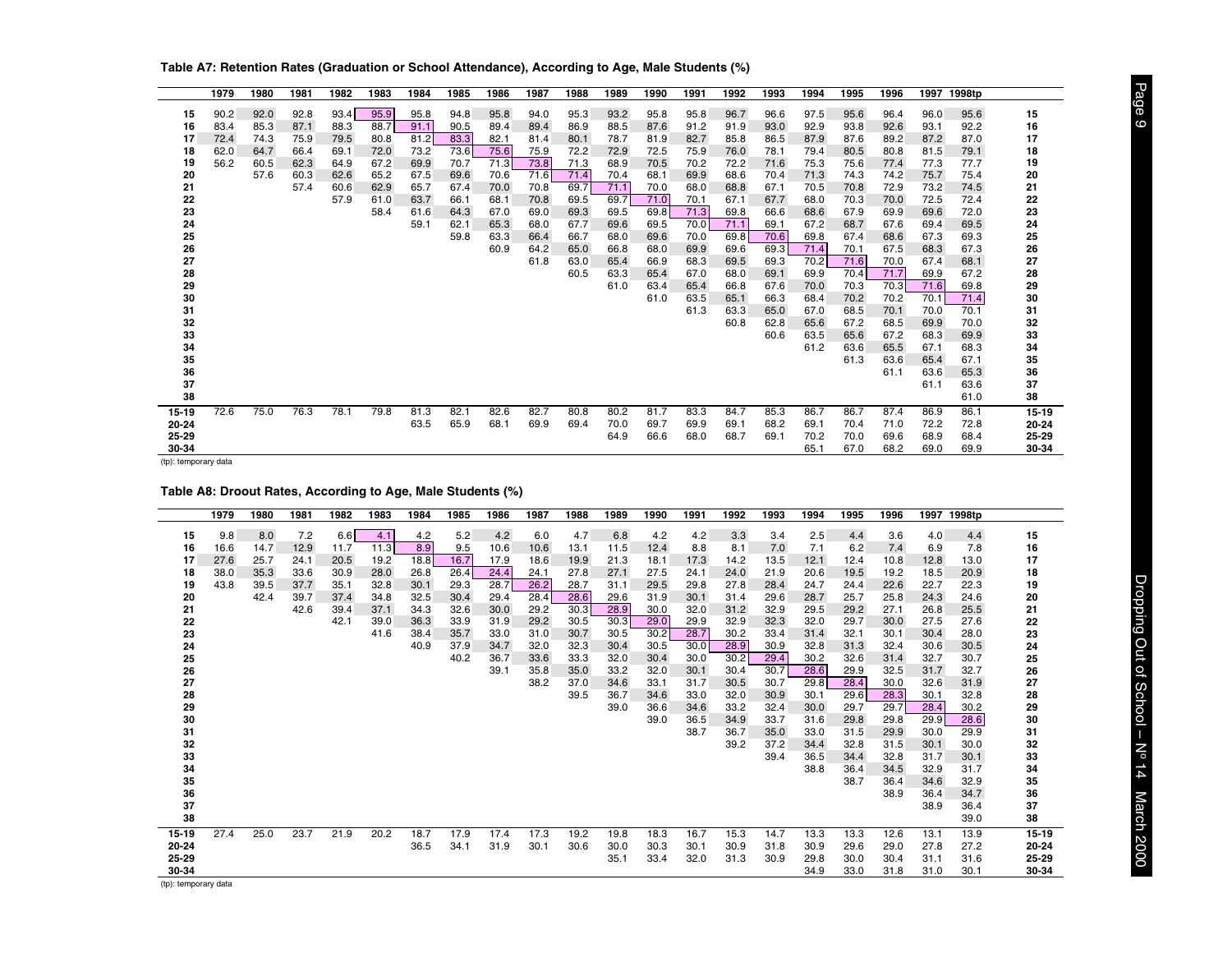**Table A7: Retention Rates (Graduation or School Attendance), According to Age, Male Students (%)**

| | 1979 | 1980 | 1981 | 1982 | 1983 | 1984 | 1985 | 1986 | 1987 | 1988 | 1989 | 1990 | 1991 | 1992 | 1993 | 1994 | 1995 | 1996 | 1997 | 1998tp | |
|---|---|---|---|---|---|---|---|---|---|---|---|---|---|---|---|---|---|---|---|---|---|
| 15 | 90.2 | 92.0 | 92.8 | 93.4 | 95.9 | 95.8 | 94.8 | 95.8 | 94.0 | 95.3 | 93.2 | 95.8 | 95.8 | 96.7 | 96.6 | 97.5 | 95.6 | 96.4 | 96.0 | 95.6 | 15 |
| 16 | 83.4 | 85.3 | 87.1 | 88.3 | 88.7 | 91.1 | 90.5 | 89.4 | 89.4 | 86.9 | 88.5 | 87.6 | 91.2 | 91.9 | 93.0 | 92.9 | 93.8 | 92.6 | 93.1 | 92.2 | 16 |
| 17 | 72.4 | 74.3 | 75.9 | 79.5 | 80.8 | 81.2 | 83.3 | 82.1 | 81.4 | 80.1 | 78.7 | 81.9 | 82.7 | 85.8 | 86.5 | 87.9 | 87.6 | 89.2 | 87.2 | 87.0 | 17 |
| 18 | 62.0 | 64.7 | 66.4 | 69.1 | 72.0 | 73.2 | 73.6 | 75.6 | 75.9 | 72.2 | 72.9 | 72.5 | 75.9 | 76.0 | 78.1 | 79.4 | 80.5 | 80.8 | 81.5 | 79.1 | 18 |
| 19 | 56.2 | 60.5 | 62.3 | 64.9 | 67.2 | 69.9 | 70.7 | 71.3 | 73.8 | 71.3 | 68.9 | 70.5 | 70.2 | 72.2 | 71.6 | 75.3 | 75.6 | 77.4 | 77.3 | 77.7 | 19 |
| 20 | | 57.6 | 60.3 | 62.6 | 65.2 | 67.5 | 69.6 | 70.6 | 71.6 | 71.4 | 70.4 | 68.1 | 69.9 | 68.6 | 70.4 | 71.3 | 74.3 | 74.2 | 75.7 | 75.4 | 20 |
| 21 | | | 57.4 | 60.6 | 62.9 | 65.7 | 67.4 | 70.0 | 70.8 | 69.7 | 71.1 | 70.0 | 68.0 | 68.8 | 67.1 | 70.5 | 70.8 | 72.9 | 73.2 | 74.5 | 21 |
| 22 | | | | 57.9 | 61.0 | 63.7 | 66.1 | 68.1 | 70.8 | 69.5 | 69.7 | 71.0 | 70.1 | 67.1 | 67.7 | 68.0 | 70.3 | 70.0 | 72.5 | 72.4 | 22 |
| 23 | | | | | 58.4 | 61.6 | 64.3 | 67.0 | 69.0 | 69.3 | 69.5 | 69.8 | 71.3 | 69.8 | 66.6 | 68.6 | 67.9 | 69.9 | 69.6 | 72.0 | 23 |
| 24 | | | | | | 59.1 | 62.1 | 65.3 | 68.0 | 67.7 | 69.6 | 69.5 | 70.0 | 71.1 | 69.1 | 67.2 | 68.7 | 67.6 | 69.4 | 69.5 | 24 |
| 25 | | | | | | | 59.8 | 63.3 | 66.4 | 66.7 | 68.0 | 69.6 | 70.0 | 69.8 | 70.6 | 69.8 | 67.4 | 68.6 | 67.3 | 69.3 | 25 |
| 26 | | | | | | | | 60.9 | 64.2 | 65.0 | 66.8 | 68.0 | 69.9 | 69.6 | 69.3 | 71.4 | 70.1 | 67.5 | 68.3 | 67.3 | 26 |
| 27 | | | | | | | | | 61.8 | 63.0 | 65.4 | 66.9 | 68.3 | 69.5 | 69.3 | 70.2 | 71.6 | 70.0 | 67.4 | 68.1 | 27 |
| 28 | | | | | | | | | | 60.5 | 63.3 | 65.4 | 67.0 | 68.0 | 69.1 | 69.9 | 70.4 | 71.7 | 69.9 | 67.2 | 28 |
| 29 | | | | | | | | | | | 61.0 | 63.4 | 65.4 | 66.8 | 67.6 | 70.0 | 70.3 | 70.3 | 71.6 | 69.8 | 29 |
| 30 | | | | | | | | | | | | 61.0 | 63.5 | 65.1 | 66.3 | 68.4 | 70.2 | 70.2 | 70.1 | 71.4 | 30 |
| 31 | | | | | | | | | | | | | 61.3 | 63.3 | 65.0 | 67.0 | 68.5 | 70.1 | 70.0 | 70.1 | 31 |
| 32 | | | | | | | | | | | | | | 60.8 | 62.8 | 65.6 | 67.2 | 68.5 | 69.9 | 70.0 | 32 |
| 33 | | | | | | | | | | | | | | | 60.6 | 63.5 | 65.6 | 67.2 | 68.3 | 69.9 | 33 |
| 34 | | | | | | | | | | | | | | | | 61.2 | 63.6 | 65.5 | 67.1 | 68.3 | 34 |
| 35 | | | | | | | | | | | | | | | | | 61.3 | 63.6 | 65.4 | 67.1 | 35 |
| 36 | | | | | | | | | | | | | | | | | | 61.1 | 63.6 | 65.3 | 36 |
| 37 | | | | | | | | | | | | | | | | | | | 61.1 | 63.6 | 37 |
| 38 | | | | | | | | | | | | | | | | | | | | 61.0 | 38 |
| 15-19 | 72.6 | 75.0 | 76.3 | 78.1 | 79.8 | 81.3 | 82.1 | 82.6 | 82.7 | 80.8 | 80.2 | 81.7 | 83.3 | 84.7 | 85.3 | 86.7 | 86.7 | 87.4 | 86.9 | 86.1 | 15-19 |
| 20-24 | | | | | | 63.5 | 65.9 | 68.1 | 69.9 | 69.4 | 70.0 | 69.7 | 69.9 | 69.1 | 68.2 | 69.1 | 70.4 | 71.0 | 72.2 | 72.8 | 20-24 |
| 25-29 | | | | | | | | | | | 64.9 | 66.6 | 68.0 | 68.7 | 69.1 | 70.2 | 70.0 | 69.6 | 68.9 | 68.4 | 25-29 |
| 30-34 | | | | | | | | | | | | | | | | 65.1 | 67.0 | 68.2 | 69.0 | 69.9 | 30-34 |

(tp): temporary data

**Table A8: Droout Rates, According to Age, Male Students (%)**

| | 1979 | 1980 | 1981 | 1982 | 1983 | 1984 | 1985 | 1986 | 1987 | 1988 | 1989 | 1990 | 1991 | 1992 | 1993 | 1994 | 1995 | 1996 | 1997 | 1998tp | |
|---|---|---|---|---|---|---|---|---|---|---|---|---|---|---|---|---|---|---|---|---|---|
| 15 | 9.8 | 8.0 | 7.2 | 6.6 | 4.1 | 4.2 | 5.2 | 4.2 | 6.0 | 4.7 | 6.8 | 4.2 | 4.2 | 3.3 | 3.4 | 2.5 | 4.4 | 3.6 | 4.0 | 4.4 | 15 |
| 16 | 16.6 | 14.7 | 12.9 | 11.7 | 11.3 | 8.9 | 9.5 | 10.6 | 10.6 | 13.1 | 11.5 | 12.4 | 8.8 | 8.1 | 7.0 | 7.1 | 6.2 | 7.4 | 6.9 | 7.8 | 16 |
| 17 | 27.6 | 25.7 | 24.1 | 20.5 | 19.2 | 18.8 | 16.7 | 17.9 | 18.6 | 19.9 | 21.3 | 18.1 | 17.3 | 14.2 | 13.5 | 12.1 | 12.4 | 10.8 | 12.8 | 13.0 | 17 |
| 18 | 38.0 | 35.3 | 33.6 | 30.9 | 28.0 | 26.8 | 26.4 | 24.4 | 24.1 | 27.8 | 27.1 | 27.5 | 24.1 | 24.0 | 21.9 | 20.6 | 19.5 | 19.2 | 18.5 | 20.9 | 18 |
| 19 | 43.8 | 39.5 | 37.7 | 35.1 | 32.8 | 30.1 | 29.3 | 28.7 | 26.2 | 28.7 | 31.1 | 29.5 | 29.8 | 27.8 | 28.4 | 24.7 | 24.4 | 22.6 | 22.7 | 22.3 | 19 |
| 20 | | 42.4 | 39.7 | 37.4 | 34.8 | 32.5 | 30.4 | 29.4 | 28.4 | 28.6 | 29.6 | 31.9 | 30.1 | 31.4 | 29.6 | 28.7 | 25.7 | 25.8 | 24.3 | 24.6 | 20 |
| 21 | | | 42.6 | 39.4 | 37.1 | 34.3 | 32.6 | 30.0 | 29.2 | 30.3 | 28.9 | 30.0 | 32.0 | 31.2 | 32.9 | 29.5 | 29.2 | 27.1 | 26.8 | 25.5 | 21 |
| 22 | | | | 42.1 | 39.0 | 36.3 | 33.9 | 31.9 | 29.2 | 30.5 | 30.3 | 29.0 | 29.9 | 32.9 | 32.3 | 32.0 | 29.7 | 30.0 | 27.5 | 27.6 | 22 |
| 23 | | | | | 41.6 | 38.4 | 35.7 | 33.0 | 31.0 | 30.7 | 30.5 | 30.2 | 28.7 | 30.2 | 33.4 | 31.4 | 32.1 | 30.1 | 30.4 | 28.0 | 23 |
| 24 | | | | | | 40.9 | 37.9 | 34.7 | 32.0 | 32.3 | 30.4 | 30.5 | 30.0 | 28.9 | 30.9 | 32.8 | 31.3 | 32.4 | 30.6 | 30.5 | 24 |
| 25 | | | | | | | 40.2 | 36.7 | 33.6 | 33.3 | 32.0 | 30.4 | 30.0 | 30.2 | 29.4 | 30.2 | 32.6 | 31.4 | 32.7 | 30.7 | 25 |
| 26 | | | | | | | | 39.1 | 35.8 | 35.0 | 33.2 | 32.0 | 30.1 | 30.4 | 30.7 | 28.6 | 29.9 | 32.5 | 31.7 | 32.7 | 26 |
| 27 | | | | | | | | | 38.2 | 37.0 | 34.6 | 33.1 | 31.7 | 30.5 | 30.7 | 29.8 | 28.4 | 30.0 | 32.6 | 31.9 | 27 |
| 28 | | | | | | | | | | 39.5 | 36.7 | 34.6 | 33.0 | 32.0 | 30.9 | 30.1 | 29.6 | 28.3 | 30.1 | 32.8 | 28 |
| 29 | | | | | | | | | | | 39.0 | 36.6 | 34.6 | 33.2 | 32.4 | 30.0 | 29.7 | 29.7 | 28.4 | 30.2 | 29 |
| 30 | | | | | | | | | | | | 39.0 | 36.5 | 34.9 | 33.7 | 31.6 | 29.8 | 29.8 | 29.9 | 28.6 | 30 |
| 31 | | | | | | | | | | | | | 38.7 | 36.7 | 35.0 | 33.0 | 31.5 | 29.9 | 30.0 | 29.9 | 31 |
| 32 | | | | | | | | | | | | | | 39.2 | 37.2 | 34.4 | 32.8 | 31.5 | 30.1 | 30.0 | 32 |
| 33 | | | | | | | | | | | | | | | 39.4 | 36.5 | 34.4 | 32.8 | 31.7 | 30.1 | 33 |
| 34 | | | | | | | | | | | | | | | | 38.8 | 36.4 | 34.5 | 32.9 | 31.7 | 34 |
| 35 | | | | | | | | | | | | | | | | | 38.7 | 36.4 | 34.6 | 32.9 | 35 |
| 36 | | | | | | | | | | | | | | | | | | 38.9 | 36.4 | 34.7 | 36 |
| 37 | | | | | | | | | | | | | | | | | | | 38.9 | 36.4 | 37 |
| 38 | | | | | | | | | | | | | | | | | | | | 39.0 | 38 |
| 15-19 | 27.4 | 25.0 | 23.7 | 21.9 | 20.2 | 18.7 | 17.9 | 17.4 | 17.3 | 19.2 | 19.8 | 18.3 | 16.7 | 15.3 | 14.7 | 13.3 | 13.3 | 12.6 | 13.1 | 13.9 | 15-19 |
| 20-24 | | | | | | 36.5 | 34.1 | 31.9 | 30.1 | 30.6 | 30.0 | 30.3 | 30.1 | 30.9 | 31.8 | 30.9 | 29.6 | 29.0 | 27.8 | 27.2 | 20-24 |
| 25-29 | | | | | | | | | | | 35.1 | 33.4 | 32.0 | 31.3 | 30.9 | 29.8 | 30.0 | 30.4 | 31.1 | 31.6 | 25-29 |
| 30-34 | | | | | | | | | | | | | | | | 34.9 | 33.0 | 31.8 | 31.0 | 30.1 | 30-34 |

(tp): temporary data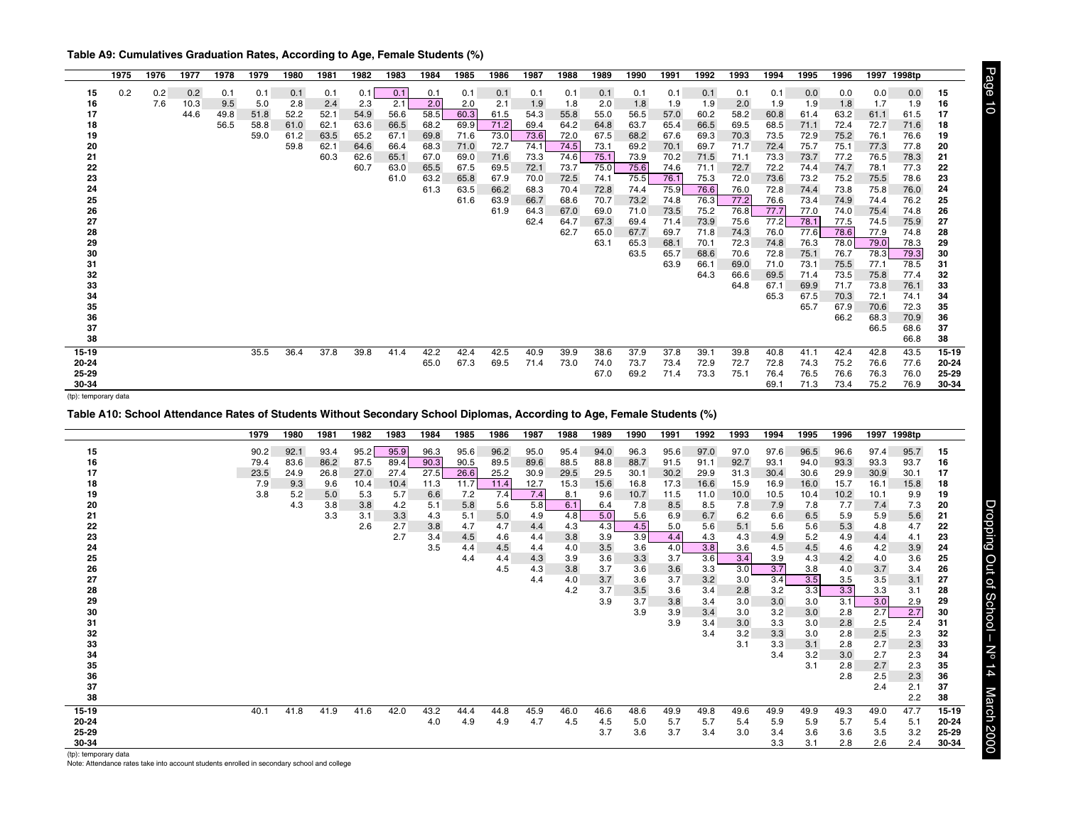**Table A9: Cumulatives Graduation Rates, According to Age, Female Students (%)**

| | 1975 | 1976 | 1977 | 1978 | 1979 | 1980 | 1981 | 1982 | 1983 | 1984 | 1985 | 1986 | 1987 | 1988 | 1989 | 1990 | 1991 | 1992 | 1993 | 1994 | 1995 | 1996 | 1997 | 1998tp | |
|---|---|---|---|---|---|---|---|---|---|---|---|---|---|---|---|---|---|---|---|---|---|---|---|---|---|
| 15 | 0.2 | 0.2 | 0.2 | 0.1 | 0.1 | 0.1 | 0.1 | 0.1 | 0.1 | 0.1 | 0.1 | 0.1 | 0.1 | 0.1 | 0.1 | 0.1 | 0.1 | 0.1 | 0.1 | 0.1 | 0.0 | 0.0 | 0.0 | 0.0 | 15 |
| 16 | | 7.6 | 10.3 | 9.5 | 5.0 | 2.8 | 2.4 | 2.3 | 2.1 | 2.0 | 2.0 | 2.1 | 1.9 | 1.8 | 2.0 | 1.8 | 1.9 | 1.9 | 2.0 | 1.9 | 1.9 | 1.8 | 1.7 | 1.9 | 16 |
| 17 | | | 44.6 | 49.8 | 51.8 | 52.2 | 52.1 | 54.9 | 56.6 | 58.5 | 60.3 | 61.5 | 54.3 | 55.8 | 55.0 | 56.5 | 57.0 | 60.2 | 58.2 | 60.8 | 61.4 | 63.2 | 61.1 | 61.5 | 17 |
| 18 | | | | 56.5 | 58.8 | 61.0 | 62.1 | 63.6 | 66.5 | 68.2 | 69.9 | 71.2 | 69.4 | 64.2 | 64.8 | 63.7 | 65.4 | 66.5 | 69.5 | 68.5 | 71.1 | 72.4 | 72.7 | 71.6 | 18 |
| 19 | | | | | 59.0 | 61.2 | 63.5 | 65.2 | 67.1 | 69.8 | 71.6 | 73.0 | 73.6 | 72.0 | 67.5 | 68.2 | 67.6 | 69.3 | 70.3 | 73.5 | 72.9 | 75.2 | 76.1 | 76.6 | 19 |
| 20 | | | | | | 59.8 | 62.1 | 64.6 | 66.4 | 68.3 | 71.0 | 72.7 | 74.1 | 74.5 | 73.1 | 69.2 | 70.1 | 69.7 | 71.7 | 72.4 | 75.7 | 75.1 | 77.3 | 77.8 | 20 |
| 21 | | | | | | | 60.3 | 62.6 | 65.1 | 67.0 | 69.0 | 71.6 | 73.3 | 74.6 | 75.1 | 73.9 | 70.2 | 71.5 | 71.1 | 73.3 | 73.7 | 77.2 | 76.5 | 78.3 | 21 |
| 22 | | | | | | | | 60.7 | 63.0 | 65.5 | 67.5 | 69.5 | 72.1 | 73.7 | 75.0 | 75.6 | 74.6 | 71.1 | 72.7 | 72.2 | 74.4 | 74.7 | 78.1 | 77.3 | 22 |
| 23 | | | | | | | | | 61.0 | 63.2 | 65.8 | 67.9 | 70.0 | 72.5 | 74.1 | 75.5 | 76.1 | 75.3 | 72.0 | 73.6 | 73.2 | 75.2 | 75.5 | 78.6 | 23 |
| 24 | | | | | | | | | | 61.3 | 63.5 | 66.2 | 68.3 | 70.4 | 72.8 | 74.4 | 75.9 | 76.6 | 76.0 | 72.8 | 74.4 | 73.8 | 75.8 | 76.0 | 24 |
| 25 | | | | | | | | | | | 61.6 | 63.9 | 66.7 | 68.6 | 70.7 | 73.2 | 74.8 | 76.3 | 77.2 | 76.6 | 73.4 | 74.9 | 74.4 | 76.2 | 25 |
| 26 | | | | | | | | | | | | 61.9 | 64.3 | 67.0 | 69.0 | 71.0 | 73.5 | 75.2 | 76.8 | 77.7 | 77.0 | 74.0 | 75.4 | 74.8 | 26 |
| 27 | | | | | | | | | | | | | 62.4 | 64.7 | 67.3 | 69.4 | 71.4 | 73.9 | 75.6 | 77.2 | 78.1 | 77.5 | 74.5 | 75.9 | 27 |
| 28 | | | | | | | | | | | | | | 62.7 | 65.0 | 67.7 | 69.7 | 71.8 | 74.3 | 76.0 | 77.6 | 78.6 | 77.9 | 74.8 | 28 |
| 29 | | | | | | | | | | | | | | | 63.1 | 65.3 | 68.1 | 70.1 | 72.3 | 74.8 | 76.3 | 78.0 | 79.0 | 78.3 | 29 |
| 30 | | | | | | | | | | | | | | | | 63.5 | 65.7 | 68.6 | 70.6 | 72.8 | 75.1 | 76.7 | 78.3 | 79.3 | 30 |
| 31 | | | | | | | | | | | | | | | | | 63.9 | 66.1 | 69.0 | 71.0 | 73.1 | 75.5 | 77.1 | 78.5 | 31 |
| 32 | | | | | | | | | | | | | | | | | | 64.3 | 66.6 | 69.5 | 71.4 | 73.5 | 75.8 | 77.4 | 32 |
| 33 | | | | | | | | | | | | | | | | | | | 64.8 | 67.1 | 69.9 | 71.7 | 73.8 | 76.1 | 33 |
| 34 | | | | | | | | | | | | | | | | | | | | 65.3 | 67.5 | 70.3 | 72.1 | 74.1 | 34 |
| 35 | | | | | | | | | | | | | | | | | | | | | 65.7 | 67.9 | 70.6 | 72.3 | 35 |
| 36 | | | | | | | | | | | | | | | | | | | | | | 66.2 | 68.3 | 70.9 | 36 |
| 37 | | | | | | | | | | | | | | | | | | | | | | | 66.5 | 68.6 | 37 |
| 38 | | | | | | | | | | | | | | | | | | | | | | | | 66.8 | 38 |
| 15-19 | | | | | 35.5 | 36.4 | 37.8 | 39.8 | 41.4 | 42.2 | 42.4 | 42.5 | 40.9 | 39.9 | 38.6 | 37.9 | 37.8 | 39.1 | 39.8 | 40.8 | 41.1 | 42.4 | 42.8 | 43.5 | 15-19 |
| 20-24 | | | | | | | | | | 65.0 | 67.3 | 69.5 | 71.4 | 73.0 | 74.0 | 73.7 | 73.4 | 72.9 | 72.7 | 72.8 | 74.3 | 75.2 | 76.6 | 77.6 | 20-24 |
| 25-29 | | | | | | | | | | | | | | | 67.0 | 69.2 | 71.4 | 73.3 | 75.1 | 76.4 | 76.5 | 76.6 | 76.3 | 76.0 | 25-29 |
| 30-34 | | | | | | | | | | | | | | | | | | | | 69.1 | 71.3 | 73.4 | 75.2 | 76.9 | 30-34 |

(tp): temporary data

**Table A10: School Attendance Rates of Students Without Secondary School Diplomas, According to Age, Female Students (%)**

| | 1979 | 1980 | 1981 | 1982 | 1983 | 1984 | 1985 | 1986 | 1987 | 1988 | 1989 | 1990 | 1991 | 1992 | 1993 | 1994 | 1995 | 1996 | 1997 | 1998tp | |
|---|---|---|---|---|---|---|---|---|---|---|---|---|---|---|---|---|---|---|---|---|---|
| 15 | 90.2 | 92.1 | 93.4 | 95.2 | 95.9 | 96.3 | 95.6 | 96.2 | 95.0 | 95.4 | 94.0 | 96.3 | 95.6 | 97.0 | 97.0 | 97.6 | 96.5 | 96.6 | 97.4 | 95.7 | 15 |
| 16 | 79.4 | 83.6 | 86.2 | 87.5 | 89.4 | 90.3 | 90.5 | 89.5 | 89.6 | 88.5 | 88.8 | 88.7 | 91.5 | 91.1 | 92.7 | 93.1 | 94.0 | 93.3 | 93.3 | 93.7 | 16 |
| 17 | 23.5 | 24.9 | 26.8 | 27.0 | 27.4 | 27.5 | 26.6 | 25.2 | 30.9 | 29.5 | 29.5 | 30.1 | 30.2 | 29.9 | 31.3 | 30.4 | 30.6 | 29.9 | 30.9 | 30.1 | 17 |
| 18 | 7.9 | 9.3 | 9.6 | 10.4 | 10.4 | 11.3 | 11.7 | 11.4 | 12.7 | 15.3 | 15.6 | 16.8 | 17.3 | 16.6 | 15.9 | 16.9 | 16.0 | 15.7 | 16.1 | 15.8 | 18 |
| 19 | 3.8 | 5.2 | 5.0 | 5.3 | 5.7 | 6.6 | 7.2 | 7.4 | 7.4 | 8.1 | 9.6 | 10.7 | 11.5 | 11.0 | 10.0 | 10.5 | 10.4 | 10.2 | 10.1 | 9.9 | 19 |
| 20 | | 4.3 | 3.8 | 3.8 | 4.2 | 5.1 | 5.8 | 5.6 | 5.8 | 6.1 | 6.4 | 7.8 | 8.5 | 8.5 | 7.8 | 7.9 | 7.8 | 7.7 | 7.4 | 7.3 | 20 |
| 21 | | | 3.3 | 3.1 | 3.3 | 4.3 | 5.1 | 5.0 | 4.9 | 4.8 | 5.0 | 5.6 | 6.9 | 6.7 | 6.2 | 6.6 | 6.5 | 5.9 | 5.9 | 5.6 | 21 |
| 22 | | | | 2.6 | 2.7 | 3.8 | 4.7 | 4.7 | 4.4 | 4.3 | 4.3 | 4.5 | 5.0 | 5.6 | 5.1 | 5.6 | 5.6 | 5.3 | 4.8 | 4.7 | 22 |
| 23 | | | | | 2.7 | 3.4 | 4.5 | 4.6 | 4.4 | 3.8 | 3.9 | 3.9 | 4.4 | 4.3 | 4.3 | 4.9 | 5.2 | 4.9 | 4.4 | 4.1 | 23 |
| 24 | | | | | | 3.5 | 4.4 | 4.5 | 4.4 | 4.0 | 3.5 | 3.6 | 4.0 | 3.8 | 3.6 | 4.5 | 4.5 | 4.6 | 4.2 | 3.9 | 24 |
| 25 | | | | | | | 4.4 | 4.4 | 4.3 | 3.9 | 3.6 | 3.3 | 3.7 | 3.6 | 3.4 | 3.9 | 4.3 | 4.2 | 4.0 | 3.6 | 25 |
| 26 | | | | | | | | 4.5 | 4.3 | 3.8 | 3.7 | 3.6 | 3.6 | 3.3 | 3.0 | 3.7 | 3.8 | 4.0 | 3.7 | 3.4 | 26 |
| 27 | | | | | | | | | 4.4 | 4.0 | 3.7 | 3.6 | 3.7 | 3.2 | 3.0 | 3.4 | 3.5 | 3.5 | 3.5 | 3.1 | 27 |
| 28 | | | | | | | | | | 4.2 | 3.7 | 3.5 | 3.6 | 3.4 | 2.8 | 3.2 | 3.3 | 3.3 | 3.3 | 3.1 | 28 |
| 29 | | | | | | | | | | | 3.9 | 3.7 | 3.8 | 3.4 | 3.0 | 3.0 | 3.0 | 3.1 | 3.0 | 2.9 | 29 |
| 30 | | | | | | | | | | | | 3.9 | 3.9 | 3.4 | 3.0 | 3.2 | 3.0 | 2.8 | 2.7 | 2.7 | 30 |
| 31 | | | | | | | | | | | | | 3.9 | 3.4 | 3.0 | 3.3 | 3.0 | 2.8 | 2.5 | 2.4 | 31 |
| 32 | | | | | | | | | | | | | | 3.4 | 3.2 | 3.3 | 3.0 | 2.8 | 2.5 | 2.3 | 32 |
| 33 | | | | | | | | | | | | | | | 3.1 | 3.3 | 3.1 | 2.8 | 2.7 | 2.3 | 33 |
| 34 | | | | | | | | | | | | | | | | 3.4 | 3.2 | 3.0 | 2.7 | 2.3 | 34 |
| 35 | | | | | | | | | | | | | | | | | 3.1 | 2.8 | 2.7 | 2.3 | 35 |
| 36 | | | | | | | | | | | | | | | | | | 2.8 | 2.5 | 2.3 | 36 |
| 37 | | | | | | | | | | | | | | | | | | | 2.4 | 2.1 | 37 |
| 38 | | | | | | | | | | | | | | | | | | | | 2.2 | 38 |
| 15-19 | 40.1 | 41.8 | 41.9 | 41.6 | 42.0 | 43.2 | 44.4 | 44.8 | 45.9 | 46.0 | 46.6 | 48.6 | 49.9 | 49.8 | 49.6 | 49.9 | 49.9 | 49.3 | 49.0 | 47.7 | 15-19 |
| 20-24 | | | | | | 4.0 | 4.9 | 4.9 | 4.7 | 4.5 | 4.5 | 5.0 | 5.7 | 5.7 | 5.4 | 5.9 | 5.9 | 5.7 | 5.4 | 5.1 | 20-24 |
| 25-29 | | | | | | | | | | | 3.7 | 3.6 | 3.7 | 3.4 | 3.0 | 3.4 | 3.6 | 3.6 | 3.5 | 3.2 | 25-29 |
| 30-34 | | | | | | | | | | | | | | | | 3.3 | 3.1 | 2.8 | 2.6 | 2.4 | 30-34 |

(tp): temporary data

Note: Attendance rates take into account students enrolled in secondary school and college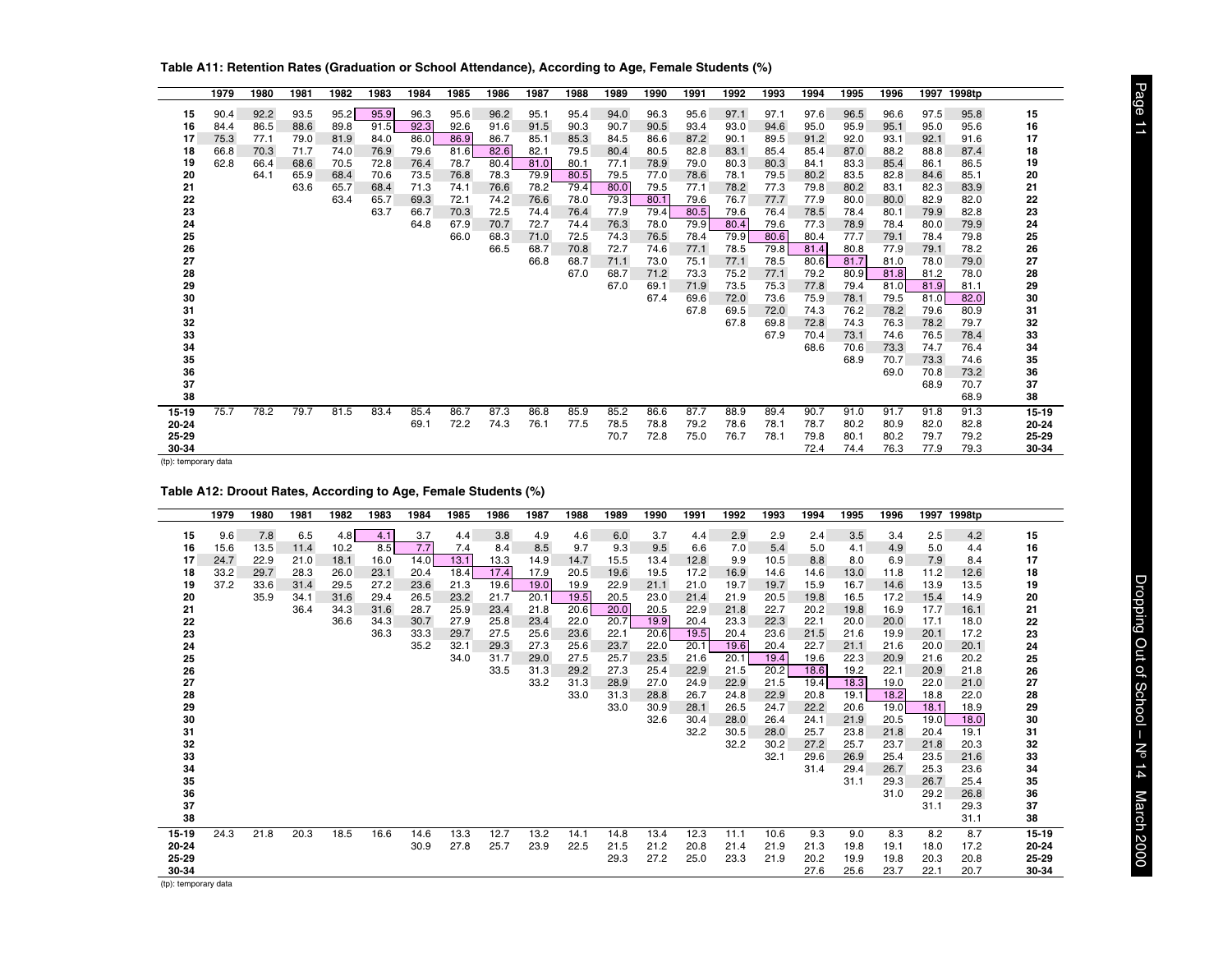**Table A11: Retention Rates (Graduation or School Attendance), According to Age, Female Students (%)**

| | 1979 | 1980 | 1981 | 1982 | 1983 | 1984 | 1985 | 1986 | 1987 | 1988 | 1989 | 1990 | 1991 | 1992 | 1993 | 1994 | 1995 | 1996 | 1997 | 1998tp | |
|---|---|---|---|---|---|---|---|---|---|---|---|---|---|---|---|---|---|---|---|---|---|
| 15 | 90.4 | 92.2 | 93.5 | 95.2 | 95.9 | 96.3 | 95.6 | 96.2 | 95.1 | 95.4 | 94.0 | 96.3 | 95.6 | 97.1 | 97.1 | 97.6 | 96.5 | 96.6 | 97.5 | 95.8 | 15 |
| 16 | 84.4 | 86.5 | 88.6 | 89.8 | 91.5 | 92.3 | 92.6 | 91.6 | 91.5 | 90.3 | 90.7 | 90.5 | 93.4 | 93.0 | 94.6 | 95.0 | 95.9 | 95.1 | 95.0 | 95.6 | 16 |
| 17 | 75.3 | 77.1 | 79.0 | 81.9 | 84.0 | 86.0 | 86.9 | 86.7 | 85.1 | 85.3 | 84.5 | 86.6 | 87.2 | 90.1 | 89.5 | 91.2 | 92.0 | 93.1 | 92.1 | 91.6 | 17 |
| 18 | 66.8 | 70.3 | 71.7 | 74.0 | 76.9 | 79.6 | 81.6 | 82.6 | 82.1 | 79.5 | 80.4 | 80.5 | 82.8 | 83.1 | 85.4 | 85.4 | 87.0 | 88.2 | 88.8 | 87.4 | 18 |
| 19 | 62.8 | 66.4 | 68.6 | 70.5 | 72.8 | 76.4 | 78.7 | 80.4 | 81.0 | 80.1 | 77.1 | 78.9 | 79.0 | 80.3 | 80.3 | 84.1 | 83.3 | 85.4 | 86.1 | 86.5 | 19 |
| 20 | | 64.1 | 65.9 | 68.4 | 70.6 | 73.5 | 76.8 | 78.3 | 79.9 | 80.5 | 79.5 | 77.0 | 78.6 | 78.1 | 79.5 | 80.2 | 83.5 | 82.8 | 84.6 | 85.1 | 20 |
| 21 | | | 63.6 | 65.7 | 68.4 | 71.3 | 74.1 | 76.6 | 78.2 | 79.4 | 80.0 | 79.5 | 77.1 | 78.2 | 77.3 | 79.8 | 80.2 | 83.1 | 82.3 | 83.9 | 21 |
| 22 | | | | 63.4 | 65.7 | 69.3 | 72.1 | 74.2 | 76.6 | 78.0 | 79.3 | 80.1 | 79.6 | 76.7 | 77.7 | 77.9 | 80.0 | 80.0 | 82.9 | 82.0 | 22 |
| 23 | | | | | 63.7 | 66.7 | 70.3 | 72.5 | 74.4 | 76.4 | 77.9 | 79.4 | 80.5 | 79.6 | 76.4 | 78.5 | 78.4 | 80.1 | 79.9 | 82.8 | 23 |
| 24 | | | | | | 64.8 | 67.9 | 70.7 | 72.7 | 74.4 | 76.3 | 78.0 | 79.9 | 80.4 | 79.6 | 77.3 | 78.9 | 78.4 | 80.0 | 79.9 | 24 |
| 25 | | | | | | | 66.0 | 68.3 | 71.0 | 72.5 | 74.3 | 76.5 | 78.4 | 79.9 | 80.6 | 80.4 | 77.7 | 79.1 | 78.4 | 79.8 | 25 |
| 26 | | | | | | | | 66.5 | 68.7 | 70.8 | 72.7 | 74.6 | 77.1 | 78.5 | 79.8 | 81.4 | 80.8 | 77.9 | 79.1 | 78.2 | 26 |
| 27 | | | | | | | | | 66.8 | 68.7 | 71.1 | 73.0 | 75.1 | 77.1 | 78.5 | 80.6 | 81.7 | 81.0 | 78.0 | 79.0 | 27 |
| 28 | | | | | | | | | | 67.0 | 68.7 | 71.2 | 73.3 | 75.2 | 77.1 | 79.2 | 80.9 | 81.8 | 81.2 | 78.0 | 28 |
| 29 | | | | | | | | | | | 67.0 | 69.1 | 71.9 | 73.5 | 75.3 | 77.8 | 79.4 | 81.0 | 81.9 | 81.1 | 29 |
| 30 | | | | | | | | | | | | 67.4 | 69.6 | 72.0 | 73.6 | 75.9 | 78.1 | 79.5 | 81.0 | 82.0 | 30 |
| 31 | | | | | | | | | | | | | 67.8 | 69.5 | 72.0 | 74.3 | 76.2 | 78.2 | 79.6 | 80.9 | 31 |
| 32 | | | | | | | | | | | | | | 67.8 | 69.8 | 72.8 | 74.3 | 76.3 | 78.2 | 79.7 | 32 |
| 33 | | | | | | | | | | | | | | | 67.9 | 70.4 | 73.1 | 74.6 | 76.5 | 78.4 | 33 |
| 34 | | | | | | | | | | | | | | | | 68.6 | 70.6 | 73.3 | 74.7 | 76.4 | 34 |
| 35 | | | | | | | | | | | | | | | | | 68.9 | 70.7 | 73.3 | 74.6 | 35 |
| 36 | | | | | | | | | | | | | | | | | | 69.0 | 70.8 | 73.2 | 36 |
| 37 | | | | | | | | | | | | | | | | | | | 68.9 | 70.7 | 37 |
| 38 | | | | | | | | | | | | | | | | | | | | 68.9 | 38 |
| 15-19 | 75.7 | 78.2 | 79.7 | 81.5 | 83.4 | 85.4 | 86.7 | 87.3 | 86.8 | 85.9 | 85.2 | 86.6 | 87.7 | 88.9 | 89.4 | 90.7 | 91.0 | 91.7 | 91.8 | 91.3 | 15-19 |
| 20-24 | | | | | | 69.1 | 72.2 | 74.3 | 76.1 | 77.5 | 78.5 | 78.8 | 79.2 | 78.6 | 78.1 | 78.7 | 80.2 | 80.9 | 82.0 | 82.8 | 20-24 |
| 25-29 | | | | | | | | | | | 70.7 | 72.8 | 75.0 | 76.7 | 78.1 | 79.8 | 80.1 | 80.2 | 79.7 | 79.2 | 25-29 |
| 30-34 | | | | | | | | | | | | | | | | 72.4 | 74.4 | 76.3 | 77.9 | 79.3 | 30-34 |

(tp): temporary data

**Table A12: Drout Rates, According to Age, Female Students (%)**

| | 1979 | 1980 | 1981 | 1982 | 1983 | 1984 | 1985 | 1986 | 1987 | 1988 | 1989 | 1990 | 1991 | 1992 | 1993 | 1994 | 1995 | 1996 | 1997 | 1998tp | |
|---|---|---|---|---|---|---|---|---|---|---|---|---|---|---|---|---|---|---|---|---|---|
| 15 | 9.6 | 7.8 | 6.5 | 4.8 | 4.1 | 3.7 | 4.4 | 3.8 | 4.9 | 4.6 | 6.0 | 3.7 | 4.4 | 2.9 | 2.9 | 2.4 | 3.5 | 3.4 | 2.5 | 4.2 | 15 |
| 16 | 15.6 | 13.5 | 11.4 | 10.2 | 8.5 | 7.7 | 7.4 | 8.4 | 8.5 | 9.7 | 9.3 | 9.5 | 6.6 | 7.0 | 5.4 | 5.0 | 4.1 | 4.9 | 5.0 | 4.4 | 16 |
| 17 | 24.7 | 22.9 | 21.0 | 18.1 | 16.0 | 14.0 | 13.1 | 13.3 | 14.9 | 14.7 | 15.5 | 13.4 | 12.8 | 9.9 | 10.5 | 8.8 | 8.0 | 6.9 | 7.9 | 8.4 | 17 |
| 18 | 33.2 | 29.7 | 28.3 | 26.0 | 23.1 | 20.4 | 18.4 | 17.4 | 17.9 | 20.5 | 19.6 | 19.5 | 17.2 | 16.9 | 14.6 | 14.6 | 13.0 | 11.8 | 11.2 | 12.6 | 18 |
| 19 | 37.2 | 33.6 | 31.4 | 29.5 | 27.2 | 23.6 | 21.3 | 19.6 | 19.0 | 19.9 | 22.9 | 21.1 | 21.0 | 19.7 | 19.7 | 15.9 | 16.7 | 14.6 | 13.9 | 13.5 | 19 |
| 20 | | 35.9 | 34.1 | 31.6 | 29.4 | 26.5 | 23.2 | 21.7 | 20.1 | 19.5 | 20.5 | 23.0 | 21.4 | 21.9 | 20.5 | 19.8 | 16.5 | 17.2 | 15.4 | 14.9 | 20 |
| 21 | | | 36.4 | 34.3 | 31.6 | 28.7 | 25.9 | 23.4 | 21.8 | 20.6 | 20.0 | 20.5 | 22.9 | 21.8 | 22.7 | 20.2 | 19.8 | 16.9 | 17.7 | 16.1 | 21 |
| 22 | | | | 36.6 | 34.3 | 30.7 | 27.9 | 25.8 | 23.4 | 22.0 | 20.7 | 19.9 | 20.4 | 23.3 | 22.3 | 22.1 | 20.0 | 20.0 | 17.1 | 18.0 | 22 |
| 23 | | | | | 36.3 | 33.3 | 29.7 | 27.5 | 25.6 | 23.6 | 22.1 | 20.6 | 19.5 | 20.4 | 23.6 | 21.5 | 21.6 | 19.9 | 20.1 | 17.2 | 23 |
| 24 | | | | | | 35.2 | 32.1 | 29.3 | 27.3 | 25.6 | 23.7 | 22.0 | 20.1 | 19.6 | 20.4 | 22.7 | 21.1 | 21.6 | 20.0 | 20.1 | 24 |
| 25 | | | | | | | 34.0 | 31.7 | 29.0 | 27.5 | 25.7 | 23.5 | 21.6 | 20.1 | 19.4 | 19.6 | 22.3 | 20.9 | 21.6 | 20.2 | 25 |
| 26 | | | | | | | | 33.5 | 31.3 | 29.2 | 27.3 | 25.4 | 22.9 | 21.5 | 20.2 | 18.6 | 19.2 | 22.1 | 20.9 | 21.8 | 26 |
| 27 | | | | | | | | | 33.2 | 31.3 | 28.9 | 27.0 | 24.9 | 22.9 | 21.5 | 19.4 | 18.3 | 19.0 | 22.0 | 21.0 | 27 |
| 28 | | | | | | | | | | 33.0 | 31.3 | 28.8 | 26.7 | 24.8 | 22.9 | 20.8 | 19.1 | 18.2 | 18.8 | 22.0 | 28 |
| 29 | | | | | | | | | | | 33.0 | 30.9 | 28.1 | 26.5 | 24.7 | 22.2 | 20.6 | 19.0 | 18.1 | 18.9 | 29 |
| 30 | | | | | | | | | | | | 32.6 | 30.4 | 28.0 | 26.4 | 24.1 | 21.9 | 20.5 | 19.0 | 18.0 | 30 |
| 31 | | | | | | | | | | | | | 32.2 | 30.5 | 28.0 | 25.7 | 23.8 | 21.8 | 20.4 | 19.1 | 31 |
| 32 | | | | | | | | | | | | | | 32.2 | 30.2 | 27.2 | 25.7 | 23.7 | 21.8 | 20.3 | 32 |
| 33 | | | | | | | | | | | | | | | 32.1 | 29.6 | 26.9 | 25.4 | 23.5 | 21.6 | 33 |
| 34 | | | | | | | | | | | | | | | | 31.4 | 29.4 | 26.7 | 25.3 | 23.6 | 34 |
| 35 | | | | | | | | | | | | | | | | | 31.1 | 29.3 | 26.7 | 25.4 | 35 |
| 36 | | | | | | | | | | | | | | | | | | 31.0 | 29.2 | 26.8 | 36 |
| 37 | | | | | | | | | | | | | | | | | | | 31.1 | 29.3 | 37 |
| 38 | | | | | | | | | | | | | | | | | | | | 31.1 | 38 |
| 15-19 | 24.3 | 21.8 | 20.3 | 18.5 | 16.6 | 14.6 | 13.3 | 12.7 | 13.2 | 14.1 | 14.8 | 13.4 | 12.3 | 11.1 | 10.6 | 9.3 | 9.0 | 8.3 | 8.2 | 8.7 | 15-19 |
| 20-24 | | | | | | 30.9 | 27.8 | 25.7 | 23.9 | 22.5 | 21.5 | 21.2 | 20.8 | 21.4 | 21.9 | 21.3 | 19.8 | 19.1 | 18.0 | 17.2 | 20-24 |
| 25-29 | | | | | | | | | | | 29.3 | 27.2 | 25.0 | 23.3 | 21.9 | 20.2 | 19.9 | 19.8 | 20.3 | 20.8 | 25-29 |
| 30-34 | | | | | | | | | | | | | | | | 27.6 | 25.6 | 23.7 | 22.1 | 20.7 | 30-34 |

(tp): temporary data